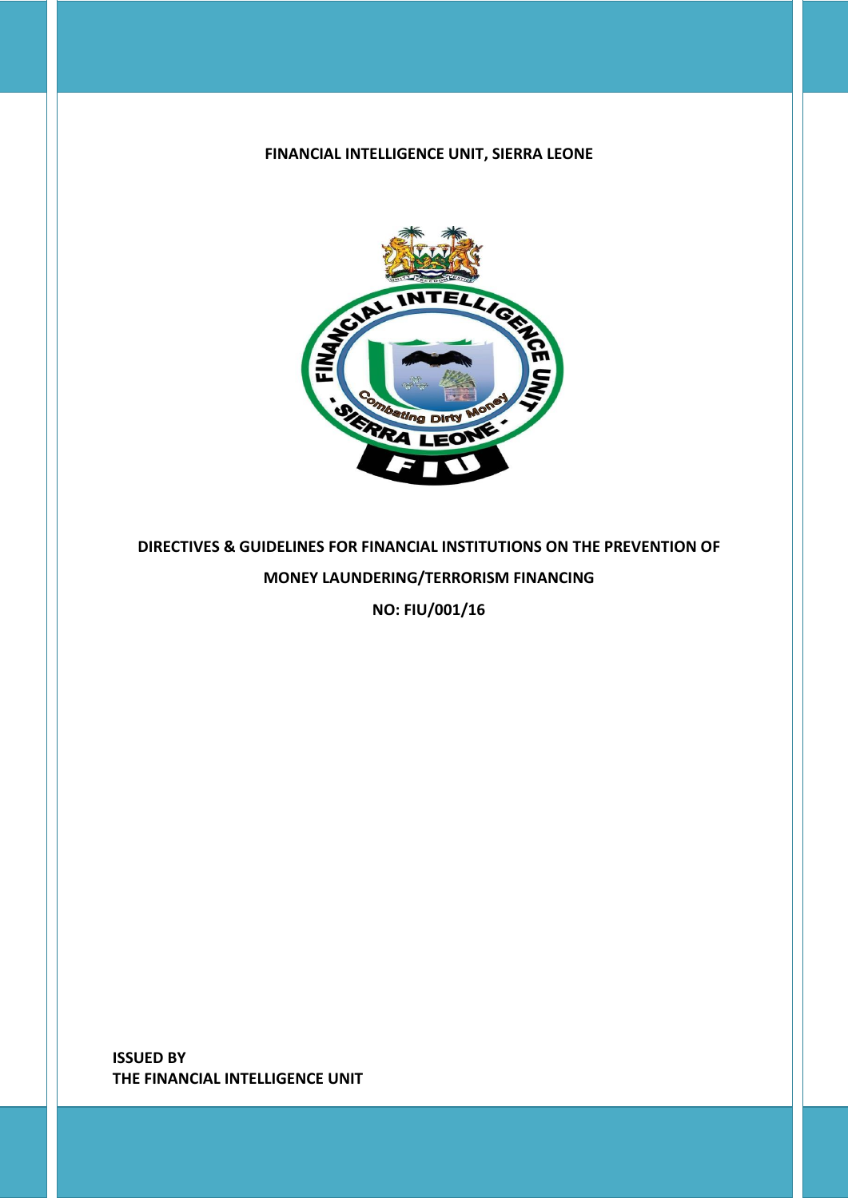**FINANCIAL INTELLIGENCE UNIT, SIERRA LEONE**

# DIRECTIVES & GUIDELINES FOR FINANCIAL INSTITUTIONS ON THE PREVENTION OF MONEY LAUNDERING/TERRORISM FINANCING

**NO: FIU/001/16**

**ISSUED BY**
**THE FINANCIAL INTELLIGENCE UNIT**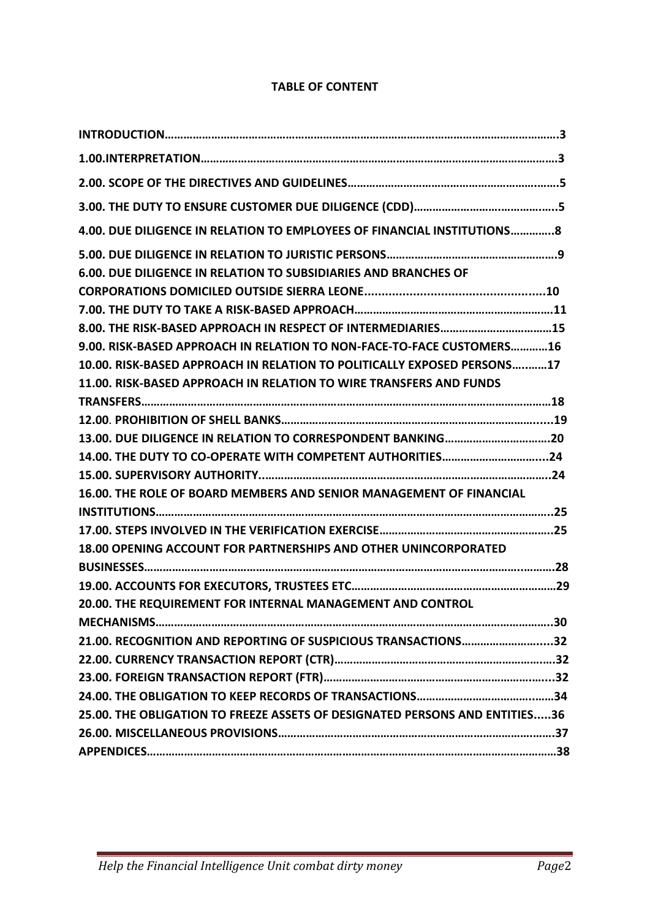**TABLE OF CONTENT**

**INTRODUCTION……………………………………………………………………………………………………………3**

**1.00.INTERPRETATION…………………………………………………………………………………………………3**

**2.00. SCOPE OF THE DIRECTIVES AND GUIDELINES……………………………………………………..……5**

**3.00. THE DUTY TO ENSURE CUSTOMER DUE DILIGENCE (CDD)……………………………………..…..5**

**4.00. DUE DILIGENCE IN RELATION TO EMPLOYEES OF FINANCIAL INSTITUTIONS………….8**

**5.00. DUE DILIGENCE IN RELATION TO JURISTIC PERSONS……………………………………………….9**

**6.00. DUE DILIGENCE IN RELATION TO SUBSIDIARIES AND BRANCHES OF CORPORATIONS DOMICILED OUTSIDE SIERRA LEONE...................................................10**

**7.00. THE DUTY TO TAKE A RISK-BASED APPROACH………………………………………………………11**

**8.00. THE RISK-BASED APPROACH IN RESPECT OF INTERMEDIARIES………………………………15**

**9.00. RISK-BASED APPROACH IN RELATION TO NON-FACE-TO-FACE CUSTOMERS…………16**

**10.00. RISK-BASED APPROACH IN RELATION TO POLITICALLY EXPOSED PERSONS….……17**

**11.00. RISK-BASED APPROACH IN RELATION TO WIRE TRANSFERS AND FUNDS TRANSFERS……………………………………………………………………………………………………………18**

**12.00. PROHIBITION OF SHELL BANKS…………………………………………………………………….....19**

**13.00. DUE DILIGENCE IN RELATION TO CORRESPONDENT BANKING……………………………20**

**14.00. THE DUTY TO CO-OPERATE WITH COMPETENT AUTHORITIES…………………………....24**

**15.00. SUPERVISORY AUTHORITY…………………………………………………………………………...24**

**16.00. THE ROLE OF BOARD MEMBERS AND SENIOR MANAGEMENT OF FINANCIAL INSTITUTIONS…………………………………………………………………………………………………...25**

**17.00. STEPS INVOLVED IN THE VERIFICATION EXERCISE………………………………………………25**

**18.00 OPENING ACCOUNT FOR PARTNERSHIPS AND OTHER UNINCORPORATED BUSINESSES………………………………………………………………………………………………………..28**

**19.00. ACCOUNTS FOR EXECUTORS, TRUSTEES ETC…………………………………………………………29**

**20.00. THE REQUIREMENT FOR INTERNAL MANAGEMENT AND CONTROL MECHANISMS……………………………………………………………………………………………………...30**

**21.00. RECOGNITION AND REPORTING OF SUSPICIOUS TRANSACTIONS……………………....32**

**22.00. CURRENCY TRANSACTION REPORT (CTR)……………………………………………………….32**

**23.00. FOREIGN TRANSACTION REPORT (FTR)…………………………………………………...….32**

**24.00. THE OBLIGATION TO KEEP RECORDS OF TRANSACTIONS……………………………….…..34**

**25.00. THE OBLIGATION TO FREEZE ASSETS OF DESIGNATED PERSONS AND ENTITIES.....36**

**26.00. MISCELLANEOUS PROVISIONS………………………………………………………………….37**

**APPENDICES……………………………………………………………………………………………………38**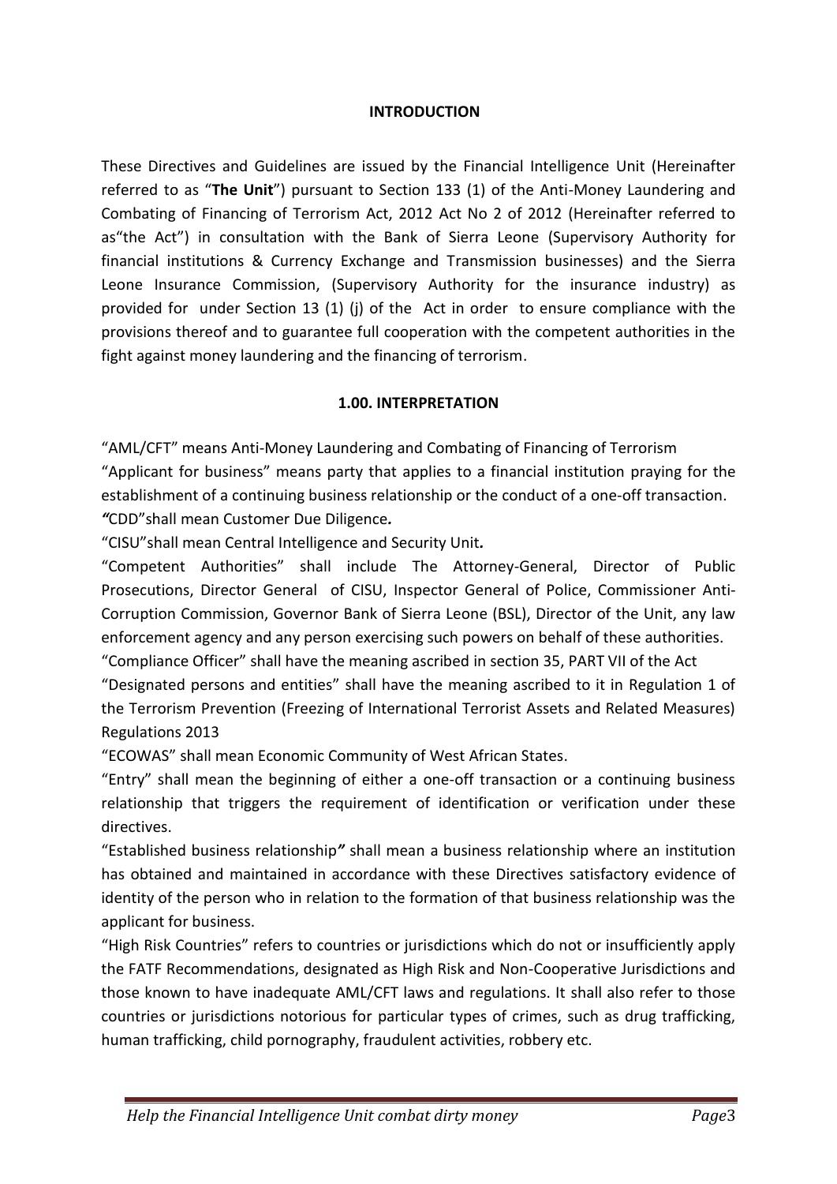## INTRODUCTION

These Directives and Guidelines are issued by the Financial Intelligence Unit (Hereinafter referred to as "**The Unit**") pursuant to Section 133 (1) of the Anti-Money Laundering and Combating of Financing of Terrorism Act, 2012 Act No 2 of 2012 (Hereinafter referred to as"the Act") in consultation with the Bank of Sierra Leone (Supervisory Authority for financial institutions & Currency Exchange and Transmission businesses) and the Sierra Leone Insurance Commission, (Supervisory Authority for the insurance industry) as provided for under Section 13 (1) (j) of the Act in order to ensure compliance with the provisions thereof and to guarantee full cooperation with the competent authorities in the fight against money laundering and the financing of terrorism.

## 1.00. INTERPRETATION

"AML/CFT" means Anti-Money Laundering and Combating of Financing of Terrorism

"Applicant for business" means party that applies to a financial institution praying for the establishment of a continuing business relationship or the conduct of a one-off transaction.

*"*CDD"shall mean Customer Due Diligence*.*

"CISU"shall mean Central Intelligence and Security Unit*.*

"Competent Authorities" shall include The Attorney-General, Director of Public Prosecutions, Director General of CISU, Inspector General of Police, Commissioner Anti-Corruption Commission, Governor Bank of Sierra Leone (BSL), Director of the Unit, any law enforcement agency and any person exercising such powers on behalf of these authorities.

"Compliance Officer" shall have the meaning ascribed in section 35, PART VII of the Act

"Designated persons and entities" shall have the meaning ascribed to it in Regulation 1 of the Terrorism Prevention (Freezing of International Terrorist Assets and Related Measures) Regulations 2013

"ECOWAS" shall mean Economic Community of West African States.

"Entry" shall mean the beginning of either a one-off transaction or a continuing business relationship that triggers the requirement of identification or verification under these directives.

"Established business relationship*"* shall mean a business relationship where an institution has obtained and maintained in accordance with these Directives satisfactory evidence of identity of the person who in relation to the formation of that business relationship was the applicant for business.

"High Risk Countries" refers to countries or jurisdictions which do not or insufficiently apply the FATF Recommendations, designated as High Risk and Non-Cooperative Jurisdictions and those known to have inadequate AML/CFT laws and regulations. It shall also refer to those countries or jurisdictions notorious for particular types of crimes, such as drug trafficking, human trafficking, child pornography, fraudulent activities, robbery etc.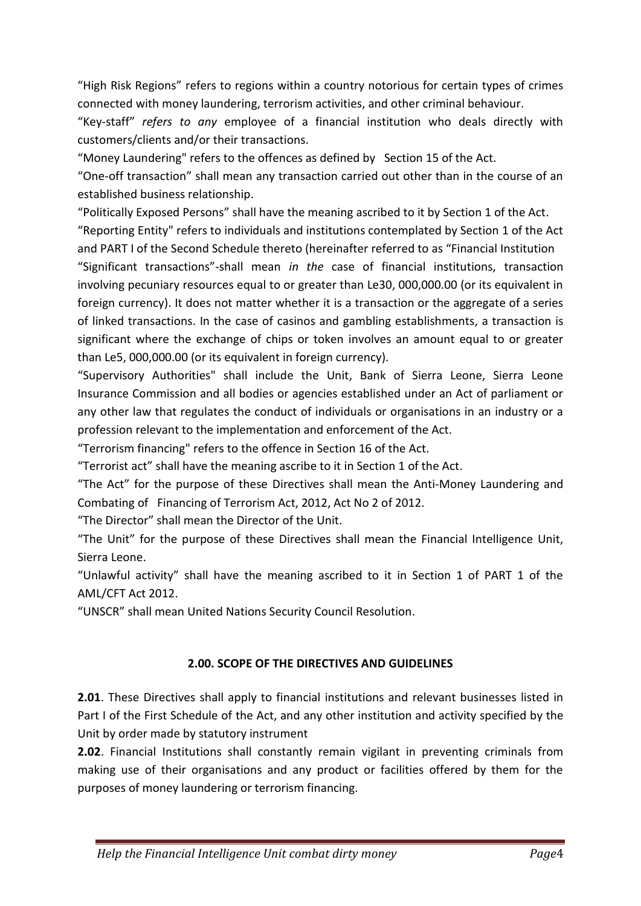"High Risk Regions" refers to regions within a country notorious for certain types of crimes connected with money laundering, terrorism activities, and other criminal behaviour.

"Key-staff" *refers to any* employee of a financial institution who deals directly with customers/clients and/or their transactions.

"Money Laundering" refers to the offences as defined by Section 15 of the Act.

"One-off transaction" shall mean any transaction carried out other than in the course of an established business relationship.

"Politically Exposed Persons" shall have the meaning ascribed to it by Section 1 of the Act.

"Reporting Entity" refers to individuals and institutions contemplated by Section 1 of the Act and PART I of the Second Schedule thereto (hereinafter referred to as "Financial Institution

"Significant transactions"-shall mean *in the* case of financial institutions, transaction involving pecuniary resources equal to or greater than Le30, 000,000.00 (or its equivalent in foreign currency). It does not matter whether it is a transaction or the aggregate of a series of linked transactions. In the case of casinos and gambling establishments, a transaction is significant where the exchange of chips or token involves an amount equal to or greater than Le5, 000,000.00 (or its equivalent in foreign currency).

"Supervisory Authorities" shall include the Unit, Bank of Sierra Leone, Sierra Leone Insurance Commission and all bodies or agencies established under an Act of parliament or any other law that regulates the conduct of individuals or organisations in an industry or a profession relevant to the implementation and enforcement of the Act.

"Terrorism financing" refers to the offence in Section 16 of the Act.

"Terrorist act" shall have the meaning ascribe to it in Section 1 of the Act.

"The Act" for the purpose of these Directives shall mean the Anti-Money Laundering and Combating of Financing of Terrorism Act, 2012, Act No 2 of 2012.

"The Director" shall mean the Director of the Unit.

"The Unit" for the purpose of these Directives shall mean the Financial Intelligence Unit, Sierra Leone.

"Unlawful activity" shall have the meaning ascribed to it in Section 1 of PART 1 of the AML/CFT Act 2012.

"UNSCR" shall mean United Nations Security Council Resolution.

## 2.00. SCOPE OF THE DIRECTIVES AND GUIDELINES

**2.01**. These Directives shall apply to financial institutions and relevant businesses listed in Part I of the First Schedule of the Act, and any other institution and activity specified by the Unit by order made by statutory instrument

**2.02**. Financial Institutions shall constantly remain vigilant in preventing criminals from making use of their organisations and any product or facilities offered by them for the purposes of money laundering or terrorism financing.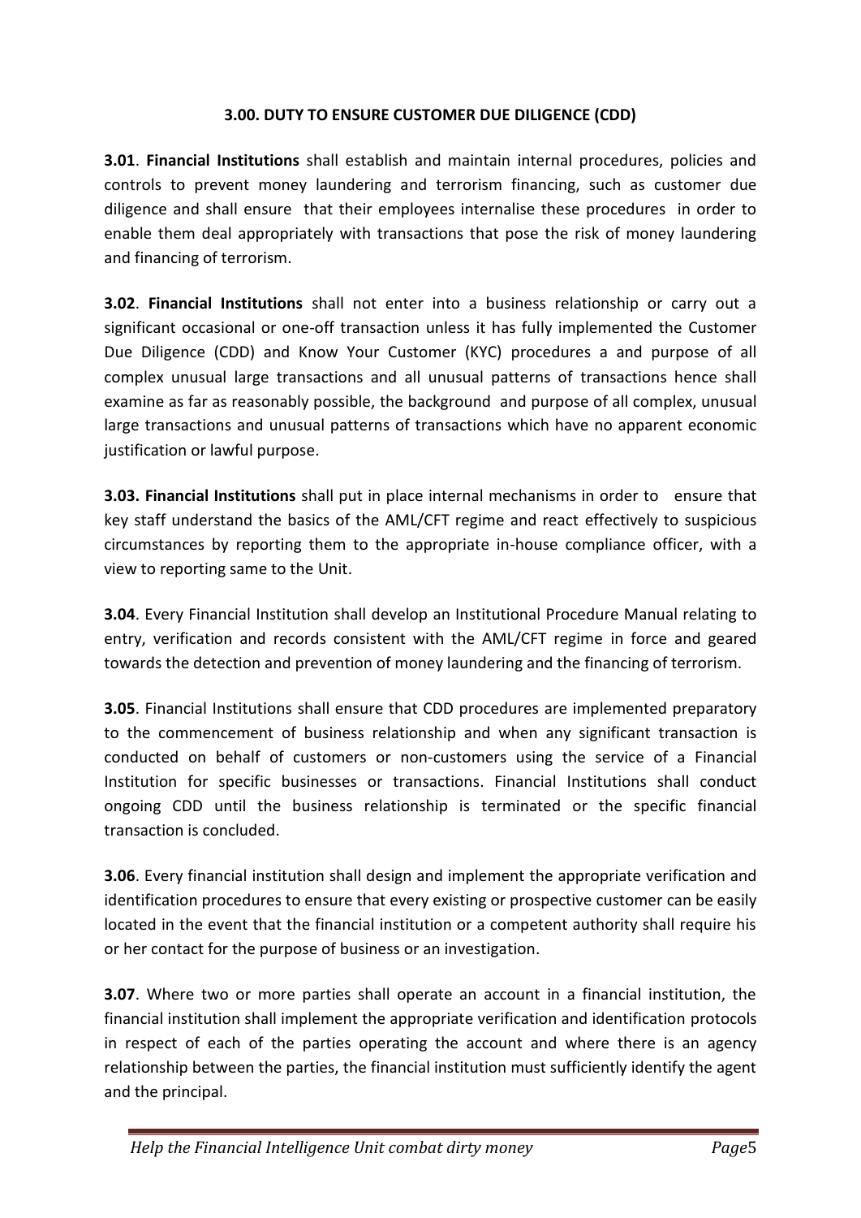## 3.00. DUTY TO ENSURE CUSTOMER DUE DILIGENCE (CDD)

**3.01**. **Financial Institutions** shall establish and maintain internal procedures, policies and controls to prevent money laundering and terrorism financing, such as customer due diligence and shall ensure that their employees internalise these procedures in order to enable them deal appropriately with transactions that pose the risk of money laundering and financing of terrorism.

**3.02**. **Financial Institutions** shall not enter into a business relationship or carry out a significant occasional or one-off transaction unless it has fully implemented the Customer Due Diligence (CDD) and Know Your Customer (KYC) procedures a and purpose of all complex unusual large transactions and all unusual patterns of transactions hence shall examine as far as reasonably possible, the background and purpose of all complex, unusual large transactions and unusual patterns of transactions which have no apparent economic justification or lawful purpose.

**3.03. Financial Institutions** shall put in place internal mechanisms in order to ensure that key staff understand the basics of the AML/CFT regime and react effectively to suspicious circumstances by reporting them to the appropriate in-house compliance officer, with a view to reporting same to the Unit.

**3.04**. Every Financial Institution shall develop an Institutional Procedure Manual relating to entry, verification and records consistent with the AML/CFT regime in force and geared towards the detection and prevention of money laundering and the financing of terrorism.

**3.05**. Financial Institutions shall ensure that CDD procedures are implemented preparatory to the commencement of business relationship and when any significant transaction is conducted on behalf of customers or non-customers using the service of a Financial Institution for specific businesses or transactions. Financial Institutions shall conduct ongoing CDD until the business relationship is terminated or the specific financial transaction is concluded.

**3.06**. Every financial institution shall design and implement the appropriate verification and identification procedures to ensure that every existing or prospective customer can be easily located in the event that the financial institution or a competent authority shall require his or her contact for the purpose of business or an investigation.

**3.07**. Where two or more parties shall operate an account in a financial institution, the financial institution shall implement the appropriate verification and identification protocols in respect of each of the parties operating the account and where there is an agency relationship between the parties, the financial institution must sufficiently identify the agent and the principal.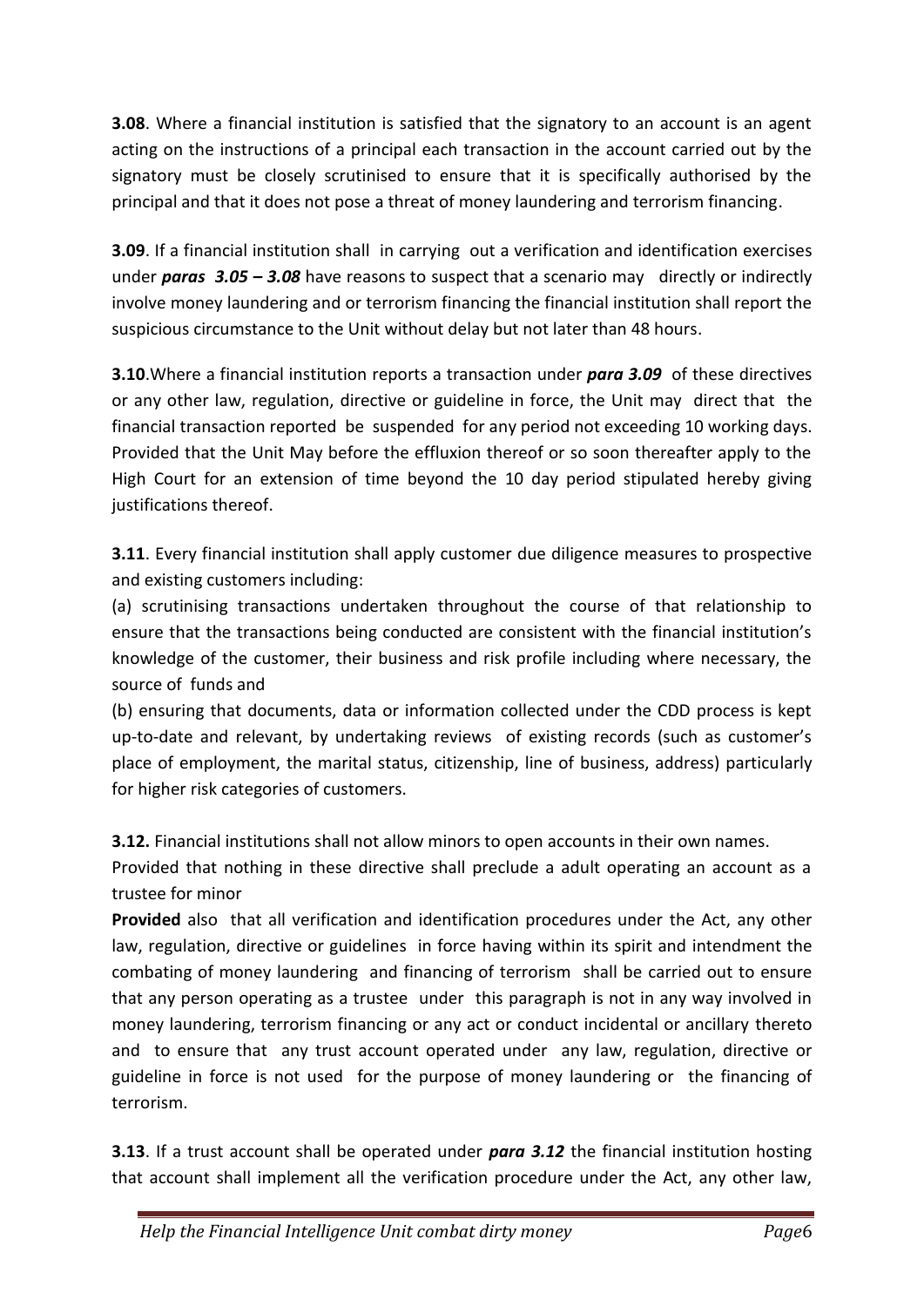**3.08**. Where a financial institution is satisfied that the signatory to an account is an agent acting on the instructions of a principal each transaction in the account carried out by the signatory must be closely scrutinised to ensure that it is specifically authorised by the principal and that it does not pose a threat of money laundering and terrorism financing.

**3.09**. If a financial institution shall in carrying out a verification and identification exercises under ***paras 3.05 – 3.08*** have reasons to suspect that a scenario may directly or indirectly involve money laundering and or terrorism financing the financial institution shall report the suspicious circumstance to the Unit without delay but not later than 48 hours.

**3.10**.Where a financial institution reports a transaction under ***para 3.09*** of these directives or any other law, regulation, directive or guideline in force, the Unit may direct that the financial transaction reported be suspended for any period not exceeding 10 working days. Provided that the Unit May before the effluxion thereof or so soon thereafter apply to the High Court for an extension of time beyond the 10 day period stipulated hereby giving justifications thereof.

**3.11**. Every financial institution shall apply customer due diligence measures to prospective and existing customers including:

(a) scrutinising transactions undertaken throughout the course of that relationship to ensure that the transactions being conducted are consistent with the financial institution's knowledge of the customer, their business and risk profile including where necessary, the source of funds and

(b) ensuring that documents, data or information collected under the CDD process is kept up-to-date and relevant, by undertaking reviews of existing records (such as customer's place of employment, the marital status, citizenship, line of business, address) particularly for higher risk categories of customers.

**3.12.** Financial institutions shall not allow minors to open accounts in their own names.

Provided that nothing in these directive shall preclude a adult operating an account as a trustee for minor

**Provided** also that all verification and identification procedures under the Act, any other law, regulation, directive or guidelines in force having within its spirit and intendment the combating of money laundering and financing of terrorism shall be carried out to ensure that any person operating as a trustee under this paragraph is not in any way involved in money laundering, terrorism financing or any act or conduct incidental or ancillary thereto and to ensure that any trust account operated under any law, regulation, directive or guideline in force is not used for the purpose of money laundering or the financing of terrorism.

**3.13**. If a trust account shall be operated under ***para 3.12*** the financial institution hosting that account shall implement all the verification procedure under the Act, any other law,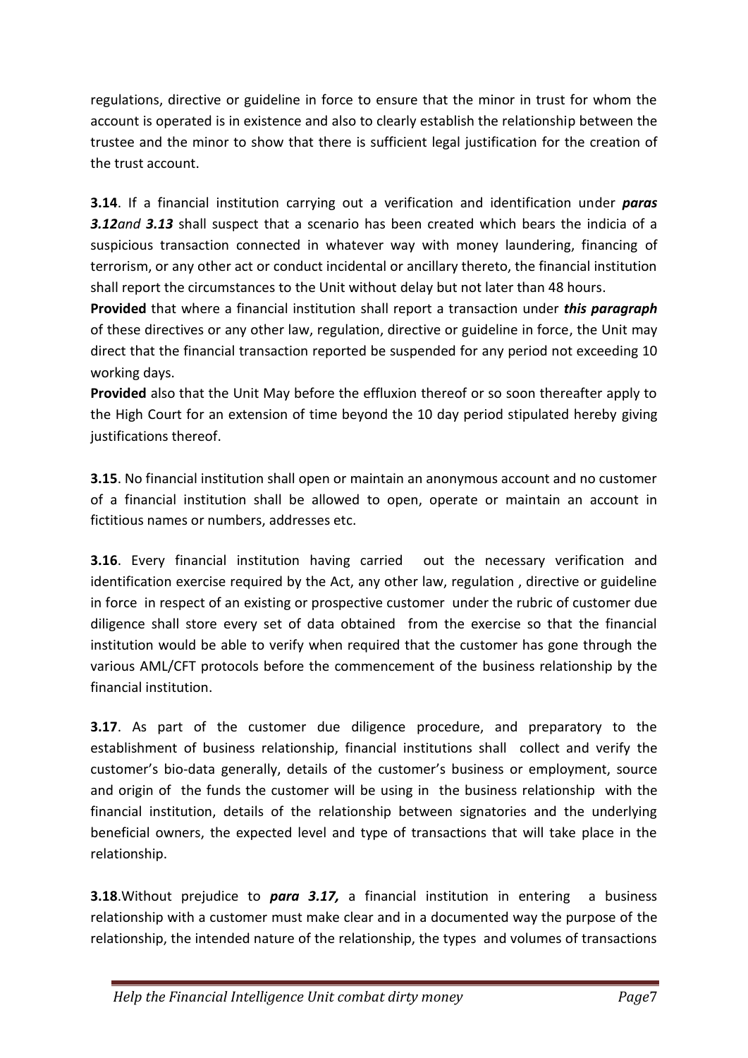regulations, directive or guideline in force to ensure that the minor in trust for whom the account is operated is in existence and also to clearly establish the relationship between the trustee and the minor to show that there is sufficient legal justification for the creation of the trust account.

**3.14**. If a financial institution carrying out a verification and identification under ***paras 3.12and 3.13*** shall suspect that a scenario has been created which bears the indicia of a suspicious transaction connected in whatever way with money laundering, financing of terrorism, or any other act or conduct incidental or ancillary thereto, the financial institution shall report the circumstances to the Unit without delay but not later than 48 hours.

**Provided** that where a financial institution shall report a transaction under ***this paragraph*** of these directives or any other law, regulation, directive or guideline in force, the Unit may direct that the financial transaction reported be suspended for any period not exceeding 10 working days.

**Provided** also that the Unit May before the effluxion thereof or so soon thereafter apply to the High Court for an extension of time beyond the 10 day period stipulated hereby giving justifications thereof.

**3.15**. No financial institution shall open or maintain an anonymous account and no customer of a financial institution shall be allowed to open, operate or maintain an account in fictitious names or numbers, addresses etc.

**3.16**. Every financial institution having carried out the necessary verification and identification exercise required by the Act, any other law, regulation , directive or guideline in force in respect of an existing or prospective customer under the rubric of customer due diligence shall store every set of data obtained from the exercise so that the financial institution would be able to verify when required that the customer has gone through the various AML/CFT protocols before the commencement of the business relationship by the financial institution.

**3.17**. As part of the customer due diligence procedure, and preparatory to the establishment of business relationship, financial institutions shall collect and verify the customer's bio-data generally, details of the customer's business or employment, source and origin of the funds the customer will be using in the business relationship with the financial institution, details of the relationship between signatories and the underlying beneficial owners, the expected level and type of transactions that will take place in the relationship.

**3.18**.Without prejudice to ***para 3.17,*** a financial institution in entering a business relationship with a customer must make clear and in a documented way the purpose of the relationship, the intended nature of the relationship, the types and volumes of transactions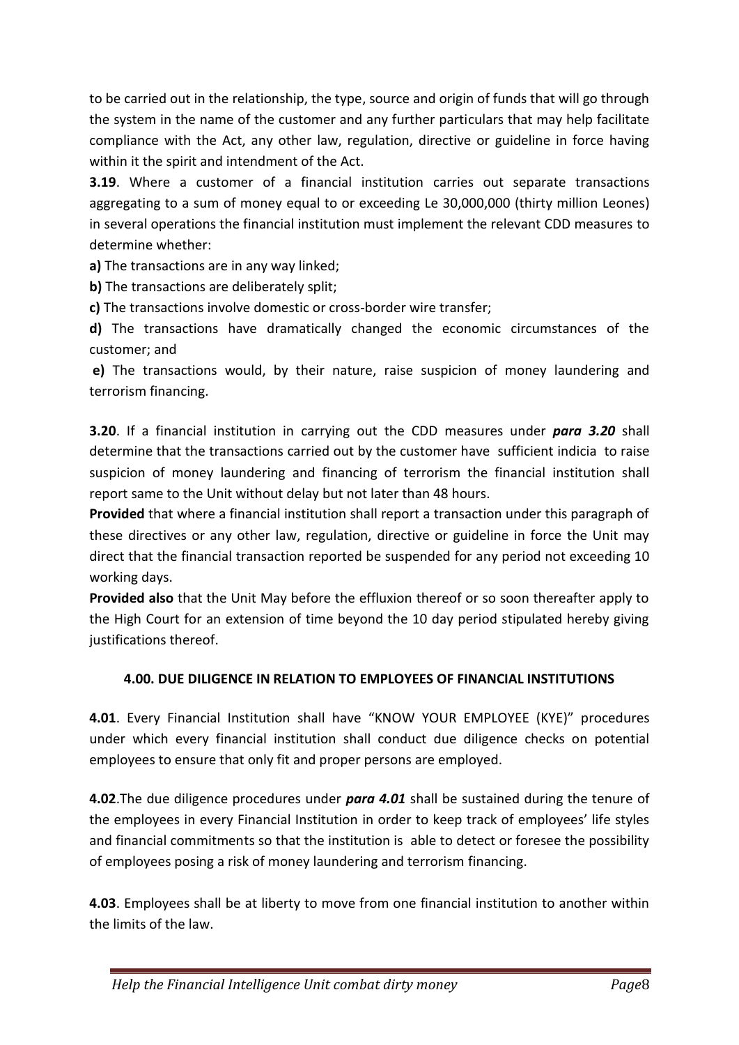to be carried out in the relationship, the type, source and origin of funds that will go through the system in the name of the customer and any further particulars that may help facilitate compliance with the Act, any other law, regulation, directive or guideline in force having within it the spirit and intendment of the Act.

**3.19**. Where a customer of a financial institution carries out separate transactions aggregating to a sum of money equal to or exceeding Le 30,000,000 (thirty million Leones) in several operations the financial institution must implement the relevant CDD measures to determine whether:

**a)** The transactions are in any way linked;

**b)** The transactions are deliberately split;

**c)** The transactions involve domestic or cross-border wire transfer;

**d)** The transactions have dramatically changed the economic circumstances of the customer; and

**e)** The transactions would, by their nature, raise suspicion of money laundering and terrorism financing.

**3.20**. If a financial institution in carrying out the CDD measures under ***para 3.20*** shall determine that the transactions carried out by the customer have sufficient indicia to raise suspicion of money laundering and financing of terrorism the financial institution shall report same to the Unit without delay but not later than 48 hours.

**Provided** that where a financial institution shall report a transaction under this paragraph of these directives or any other law, regulation, directive or guideline in force the Unit may direct that the financial transaction reported be suspended for any period not exceeding 10 working days.

**Provided also** that the Unit May before the effluxion thereof or so soon thereafter apply to the High Court for an extension of time beyond the 10 day period stipulated hereby giving justifications thereof.

## 4.00. DUE DILIGENCE IN RELATION TO EMPLOYEES OF FINANCIAL INSTITUTIONS

**4.01**. Every Financial Institution shall have "KNOW YOUR EMPLOYEE (KYE)" procedures under which every financial institution shall conduct due diligence checks on potential employees to ensure that only fit and proper persons are employed.

**4.02**.The due diligence procedures under ***para 4.01*** shall be sustained during the tenure of the employees in every Financial Institution in order to keep track of employees' life styles and financial commitments so that the institution is able to detect or foresee the possibility of employees posing a risk of money laundering and terrorism financing.

**4.03**. Employees shall be at liberty to move from one financial institution to another within the limits of the law.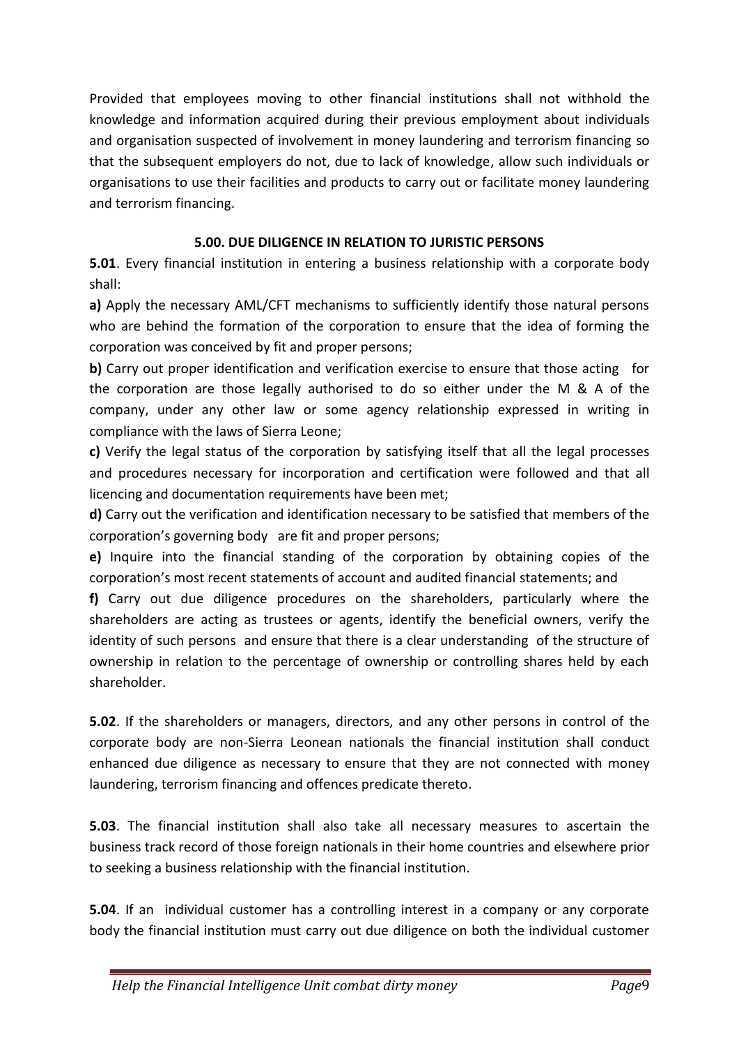Provided that employees moving to other financial institutions shall not withhold the knowledge and information acquired during their previous employment about individuals and organisation suspected of involvement in money laundering and terrorism financing so that the subsequent employers do not, due to lack of knowledge, allow such individuals or organisations to use their facilities and products to carry out or facilitate money laundering and terrorism financing.

## 5.00. DUE DILIGENCE IN RELATION TO JURISTIC PERSONS

**5.01**. Every financial institution in entering a business relationship with a corporate body shall:

**a)** Apply the necessary AML/CFT mechanisms to sufficiently identify those natural persons who are behind the formation of the corporation to ensure that the idea of forming the corporation was conceived by fit and proper persons;

**b)** Carry out proper identification and verification exercise to ensure that those acting for the corporation are those legally authorised to do so either under the M & A of the company, under any other law or some agency relationship expressed in writing in compliance with the laws of Sierra Leone;

**c)** Verify the legal status of the corporation by satisfying itself that all the legal processes and procedures necessary for incorporation and certification were followed and that all licencing and documentation requirements have been met;

**d)** Carry out the verification and identification necessary to be satisfied that members of the corporation's governing body are fit and proper persons;

**e)** Inquire into the financial standing of the corporation by obtaining copies of the corporation's most recent statements of account and audited financial statements; and

**f)** Carry out due diligence procedures on the shareholders, particularly where the shareholders are acting as trustees or agents, identify the beneficial owners, verify the identity of such persons and ensure that there is a clear understanding of the structure of ownership in relation to the percentage of ownership or controlling shares held by each shareholder.

**5.02**. If the shareholders or managers, directors, and any other persons in control of the corporate body are non-Sierra Leonean nationals the financial institution shall conduct enhanced due diligence as necessary to ensure that they are not connected with money laundering, terrorism financing and offences predicate thereto.

**5.03**. The financial institution shall also take all necessary measures to ascertain the business track record of those foreign nationals in their home countries and elsewhere prior to seeking a business relationship with the financial institution.

**5.04**. If an individual customer has a controlling interest in a company or any corporate body the financial institution must carry out due diligence on both the individual customer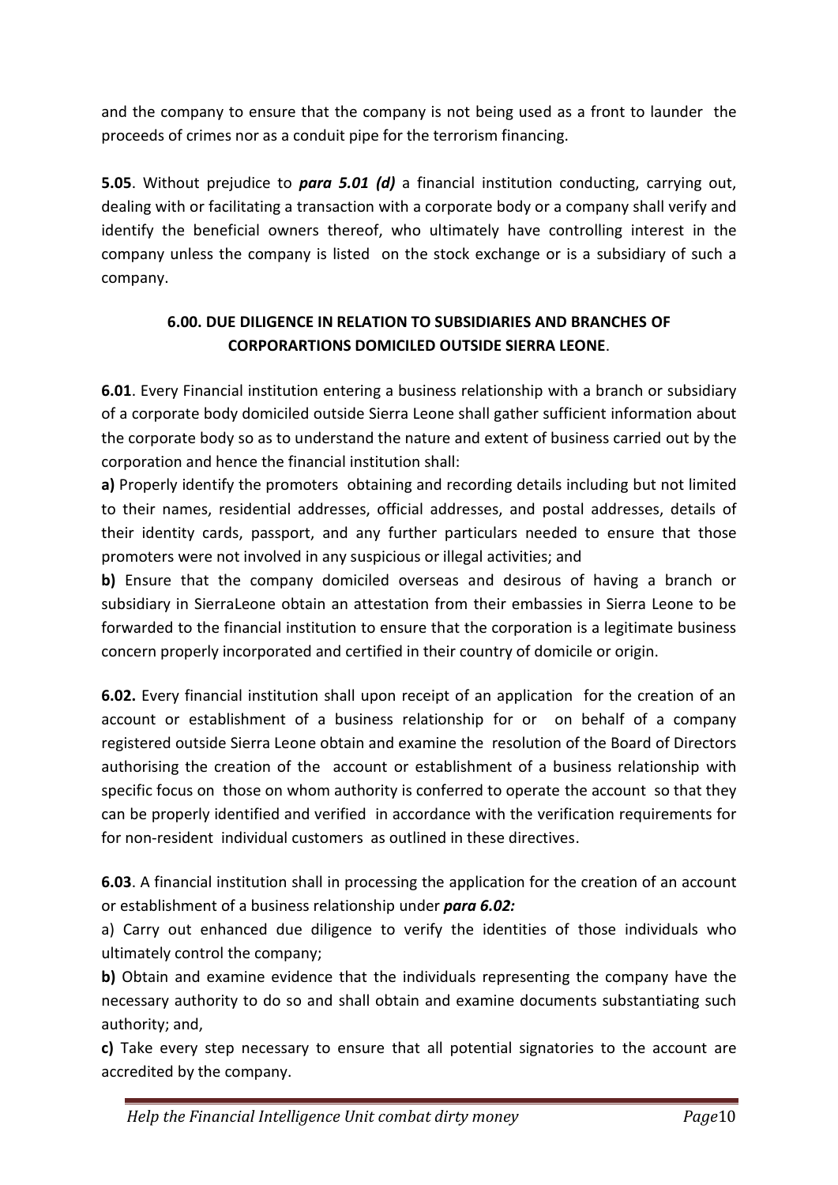and the company to ensure that the company is not being used as a front to launder the proceeds of crimes nor as a conduit pipe for the terrorism financing.

**5.05**. Without prejudice to ***para 5.01 (d)*** a financial institution conducting, carrying out, dealing with or facilitating a transaction with a corporate body or a company shall verify and identify the beneficial owners thereof, who ultimately have controlling interest in the company unless the company is listed on the stock exchange or is a subsidiary of such a company.

## 6.00. DUE DILIGENCE IN RELATION TO SUBSIDIARIES AND BRANCHES OF CORPORARTIONS DOMICILED OUTSIDE SIERRA LEONE.

**6.01**. Every Financial institution entering a business relationship with a branch or subsidiary of a corporate body domiciled outside Sierra Leone shall gather sufficient information about the corporate body so as to understand the nature and extent of business carried out by the corporation and hence the financial institution shall:

**a)** Properly identify the promoters obtaining and recording details including but not limited to their names, residential addresses, official addresses, and postal addresses, details of their identity cards, passport, and any further particulars needed to ensure that those promoters were not involved in any suspicious or illegal activities; and

**b)** Ensure that the company domiciled overseas and desirous of having a branch or subsidiary in SierraLeone obtain an attestation from their embassies in Sierra Leone to be forwarded to the financial institution to ensure that the corporation is a legitimate business concern properly incorporated and certified in their country of domicile or origin.

**6.02.** Every financial institution shall upon receipt of an application for the creation of an account or establishment of a business relationship for or on behalf of a company registered outside Sierra Leone obtain and examine the resolution of the Board of Directors authorising the creation of the account or establishment of a business relationship with specific focus on those on whom authority is conferred to operate the account so that they can be properly identified and verified in accordance with the verification requirements for for non-resident individual customers as outlined in these directives.

**6.03**. A financial institution shall in processing the application for the creation of an account or establishment of a business relationship under ***para 6.02:***

a) Carry out enhanced due diligence to verify the identities of those individuals who ultimately control the company;

**b)** Obtain and examine evidence that the individuals representing the company have the necessary authority to do so and shall obtain and examine documents substantiating such authority; and,

**c)** Take every step necessary to ensure that all potential signatories to the account are accredited by the company.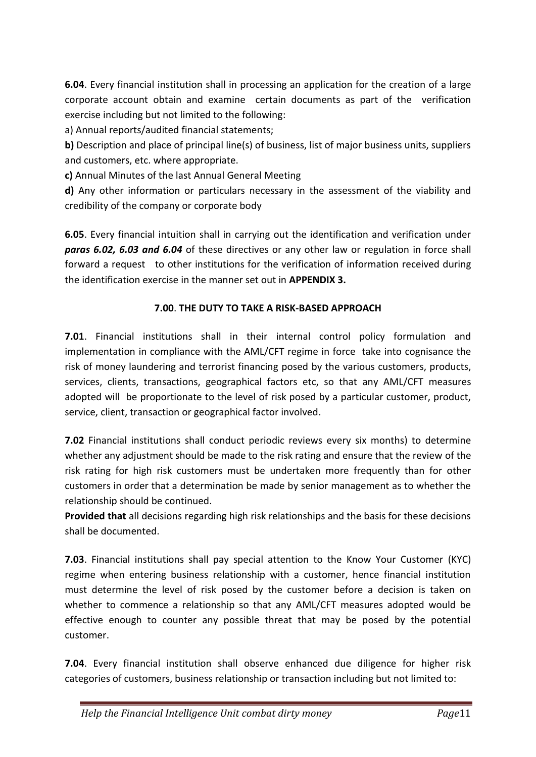**6.04**. Every financial institution shall in processing an application for the creation of a large corporate account obtain and examine certain documents as part of the verification exercise including but not limited to the following:

a) Annual reports/audited financial statements;

**b)** Description and place of principal line(s) of business, list of major business units, suppliers and customers, etc. where appropriate.

**c)** Annual Minutes of the last Annual General Meeting

**d)** Any other information or particulars necessary in the assessment of the viability and credibility of the company or corporate body

**6.05**. Every financial intuition shall in carrying out the identification and verification under ***paras 6.02, 6.03 and 6.04*** of these directives or any other law or regulation in force shall forward a request to other institutions for the verification of information received during the identification exercise in the manner set out in **APPENDIX 3.**

## 7.00. THE DUTY TO TAKE A RISK-BASED APPROACH

**7.01**. Financial institutions shall in their internal control policy formulation and implementation in compliance with the AML/CFT regime in force take into cognisance the risk of money laundering and terrorist financing posed by the various customers, products, services, clients, transactions, geographical factors etc, so that any AML/CFT measures adopted will be proportionate to the level of risk posed by a particular customer, product, service, client, transaction or geographical factor involved.

**7.02** Financial institutions shall conduct periodic reviews every six months) to determine whether any adjustment should be made to the risk rating and ensure that the review of the risk rating for high risk customers must be undertaken more frequently than for other customers in order that a determination be made by senior management as to whether the relationship should be continued.

**Provided that** all decisions regarding high risk relationships and the basis for these decisions shall be documented.

**7.03**. Financial institutions shall pay special attention to the Know Your Customer (KYC) regime when entering business relationship with a customer, hence financial institution must determine the level of risk posed by the customer before a decision is taken on whether to commence a relationship so that any AML/CFT measures adopted would be effective enough to counter any possible threat that may be posed by the potential customer.

**7.04**. Every financial institution shall observe enhanced due diligence for higher risk categories of customers, business relationship or transaction including but not limited to: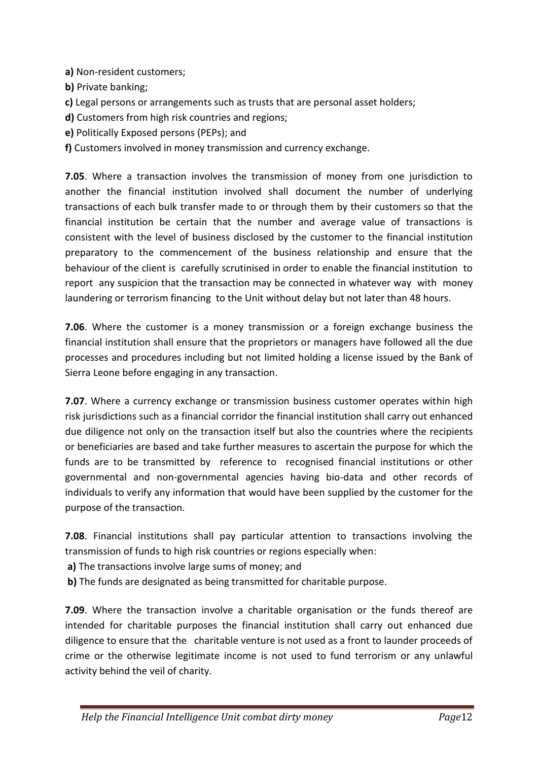**a)** Non-resident customers;

**b)** Private banking;

**c)** Legal persons or arrangements such as trusts that are personal asset holders;

**d)** Customers from high risk countries and regions;

**e)** Politically Exposed persons (PEPs); and

**f)** Customers involved in money transmission and currency exchange.

**7.05**. Where a transaction involves the transmission of money from one jurisdiction to another the financial institution involved shall document the number of underlying transactions of each bulk transfer made to or through them by their customers so that the financial institution be certain that the number and average value of transactions is consistent with the level of business disclosed by the customer to the financial institution preparatory to the commencement of the business relationship and ensure that the behaviour of the client is carefully scrutinised in order to enable the financial institution to report any suspicion that the transaction may be connected in whatever way with money laundering or terrorism financing to the Unit without delay but not later than 48 hours.

**7.06**. Where the customer is a money transmission or a foreign exchange business the financial institution shall ensure that the proprietors or managers have followed all the due processes and procedures including but not limited holding a license issued by the Bank of Sierra Leone before engaging in any transaction.

**7.07**. Where a currency exchange or transmission business customer operates within high risk jurisdictions such as a financial corridor the financial institution shall carry out enhanced due diligence not only on the transaction itself but also the countries where the recipients or beneficiaries are based and take further measures to ascertain the purpose for which the funds are to be transmitted by reference to recognised financial institutions or other governmental and non-governmental agencies having bio-data and other records of individuals to verify any information that would have been supplied by the customer for the purpose of the transaction.

**7.08**. Financial institutions shall pay particular attention to transactions involving the transmission of funds to high risk countries or regions especially when:

**a)** The transactions involve large sums of money; and

**b)** The funds are designated as being transmitted for charitable purpose.

**7.09**. Where the transaction involve a charitable organisation or the funds thereof are intended for charitable purposes the financial institution shall carry out enhanced due diligence to ensure that the charitable venture is not used as a front to launder proceeds of crime or the otherwise legitimate income is not used to fund terrorism or any unlawful activity behind the veil of charity.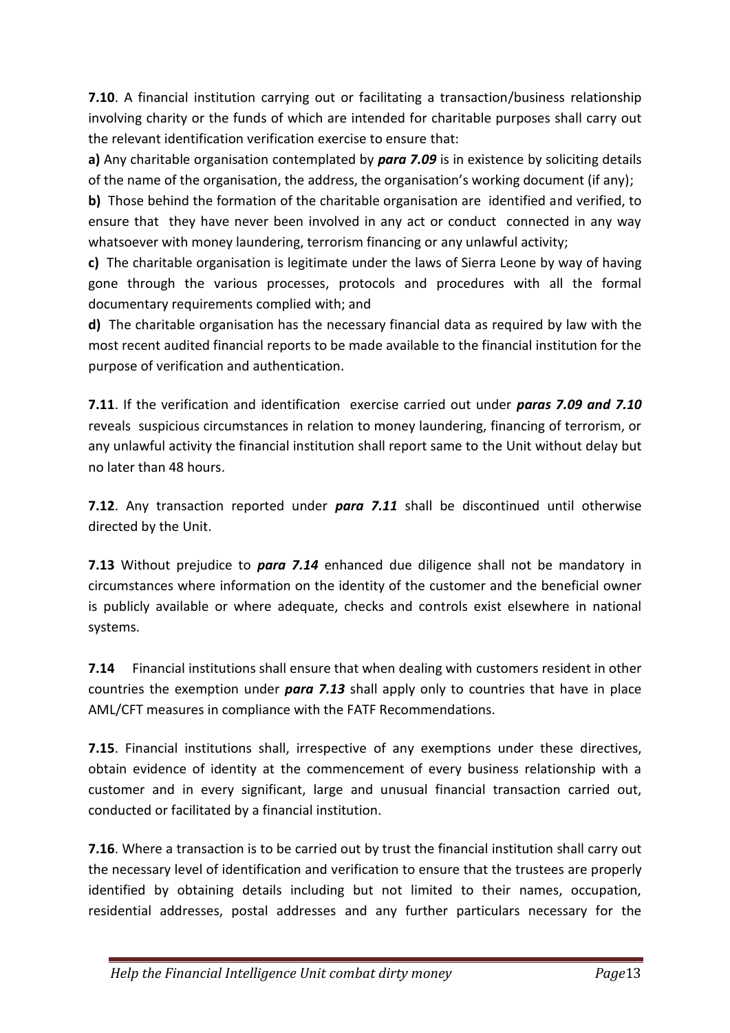**7.10**. A financial institution carrying out or facilitating a transaction/business relationship involving charity or the funds of which are intended for charitable purposes shall carry out the relevant identification verification exercise to ensure that:

**a)** Any charitable organisation contemplated by ***para 7.09*** is in existence by soliciting details of the name of the organisation, the address, the organisation's working document (if any);

**b)** Those behind the formation of the charitable organisation are identified and verified, to ensure that they have never been involved in any act or conduct connected in any way whatsoever with money laundering, terrorism financing or any unlawful activity;

**c)** The charitable organisation is legitimate under the laws of Sierra Leone by way of having gone through the various processes, protocols and procedures with all the formal documentary requirements complied with; and

**d)** The charitable organisation has the necessary financial data as required by law with the most recent audited financial reports to be made available to the financial institution for the purpose of verification and authentication.

**7.11**. If the verification and identification exercise carried out under ***paras 7.09 and 7.10*** reveals suspicious circumstances in relation to money laundering, financing of terrorism, or any unlawful activity the financial institution shall report same to the Unit without delay but no later than 48 hours.

**7.12**. Any transaction reported under ***para 7.11*** shall be discontinued until otherwise directed by the Unit.

**7.13** Without prejudice to ***para 7.14*** enhanced due diligence shall not be mandatory in circumstances where information on the identity of the customer and the beneficial owner is publicly available or where adequate, checks and controls exist elsewhere in national systems.

**7.14** Financial institutions shall ensure that when dealing with customers resident in other countries the exemption under ***para 7.13*** shall apply only to countries that have in place AML/CFT measures in compliance with the FATF Recommendations.

**7.15**. Financial institutions shall, irrespective of any exemptions under these directives, obtain evidence of identity at the commencement of every business relationship with a customer and in every significant, large and unusual financial transaction carried out, conducted or facilitated by a financial institution.

**7.16**. Where a transaction is to be carried out by trust the financial institution shall carry out the necessary level of identification and verification to ensure that the trustees are properly identified by obtaining details including but not limited to their names, occupation, residential addresses, postal addresses and any further particulars necessary for the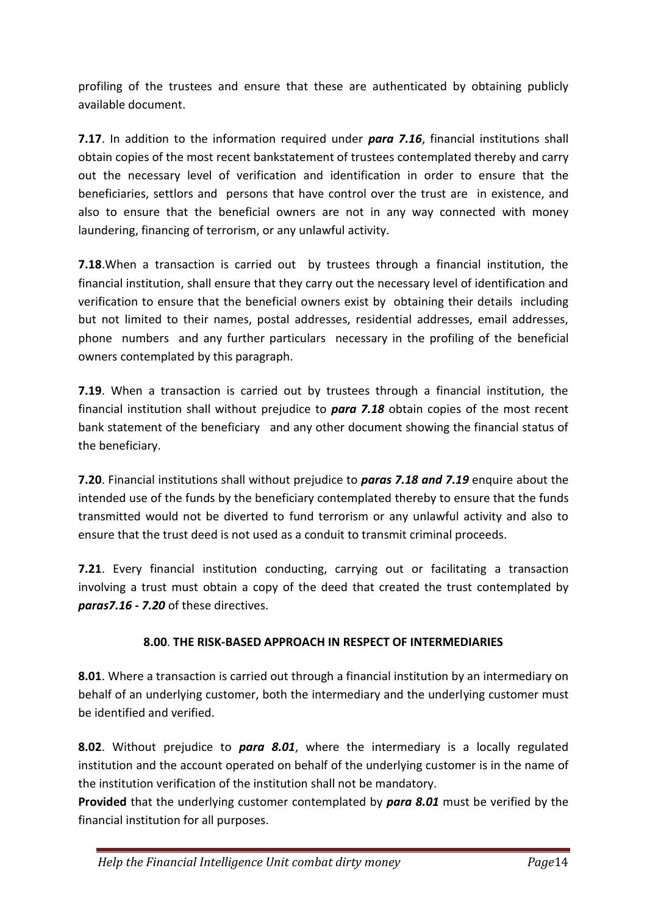profiling of the trustees and ensure that these are authenticated by obtaining publicly available document.

**7.17**. In addition to the information required under ***para 7.16***, financial institutions shall obtain copies of the most recent bankstatement of trustees contemplated thereby and carry out the necessary level of verification and identification in order to ensure that the beneficiaries, settlors and persons that have control over the trust are in existence, and also to ensure that the beneficial owners are not in any way connected with money laundering, financing of terrorism, or any unlawful activity.

**7.18**.When a transaction is carried out by trustees through a financial institution, the financial institution, shall ensure that they carry out the necessary level of identification and verification to ensure that the beneficial owners exist by obtaining their details including but not limited to their names, postal addresses, residential addresses, email addresses, phone numbers and any further particulars necessary in the profiling of the beneficial owners contemplated by this paragraph.

**7.19**. When a transaction is carried out by trustees through a financial institution, the financial institution shall without prejudice to ***para 7.18*** obtain copies of the most recent bank statement of the beneficiary and any other document showing the financial status of the beneficiary.

**7.20**. Financial institutions shall without prejudice to ***paras 7.18 and 7.19*** enquire about the intended use of the funds by the beneficiary contemplated thereby to ensure that the funds transmitted would not be diverted to fund terrorism or any unlawful activity and also to ensure that the trust deed is not used as a conduit to transmit criminal proceeds.

**7.21**. Every financial institution conducting, carrying out or facilitating a transaction involving a trust must obtain a copy of the deed that created the trust contemplated by ***paras7.16 - 7.20*** of these directives.

## 8.00. THE RISK-BASED APPROACH IN RESPECT OF INTERMEDIARIES

**8.01**. Where a transaction is carried out through a financial institution by an intermediary on behalf of an underlying customer, both the intermediary and the underlying customer must be identified and verified.

**8.02**. Without prejudice to ***para 8.01***, where the intermediary is a locally regulated institution and the account operated on behalf of the underlying customer is in the name of the institution verification of the institution shall not be mandatory.
**Provided** that the underlying customer contemplated by ***para 8.01*** must be verified by the financial institution for all purposes.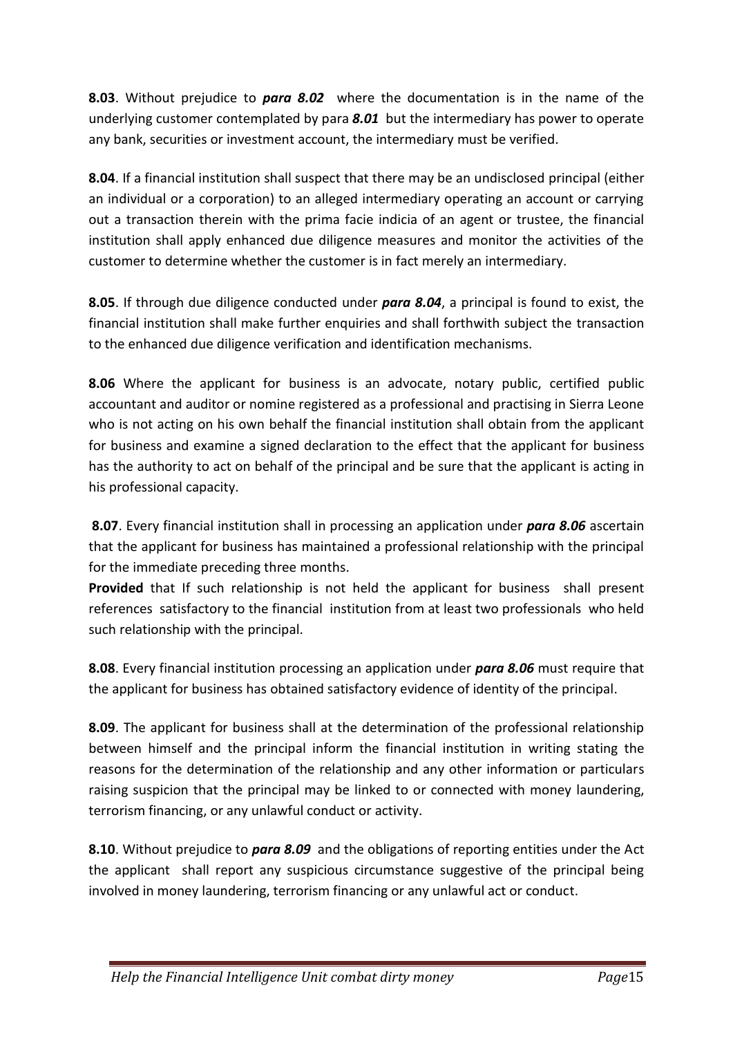**8.03**. Without prejudice to ***para 8.02*** where the documentation is in the name of the underlying customer contemplated by para ***8.01*** but the intermediary has power to operate any bank, securities or investment account, the intermediary must be verified.

**8.04**. If a financial institution shall suspect that there may be an undisclosed principal (either an individual or a corporation) to an alleged intermediary operating an account or carrying out a transaction therein with the prima facie indicia of an agent or trustee, the financial institution shall apply enhanced due diligence measures and monitor the activities of the customer to determine whether the customer is in fact merely an intermediary.

**8.05**. If through due diligence conducted under ***para 8.04***, a principal is found to exist, the financial institution shall make further enquiries and shall forthwith subject the transaction to the enhanced due diligence verification and identification mechanisms.

**8.06** Where the applicant for business is an advocate, notary public, certified public accountant and auditor or nomine registered as a professional and practising in Sierra Leone who is not acting on his own behalf the financial institution shall obtain from the applicant for business and examine a signed declaration to the effect that the applicant for business has the authority to act on behalf of the principal and be sure that the applicant is acting in his professional capacity.

**8.07**. Every financial institution shall in processing an application under ***para 8.06*** ascertain that the applicant for business has maintained a professional relationship with the principal for the immediate preceding three months.

**Provided** that If such relationship is not held the applicant for business shall present references satisfactory to the financial institution from at least two professionals who held such relationship with the principal.

**8.08**. Every financial institution processing an application under ***para 8.06*** must require that the applicant for business has obtained satisfactory evidence of identity of the principal.

**8.09**. The applicant for business shall at the determination of the professional relationship between himself and the principal inform the financial institution in writing stating the reasons for the determination of the relationship and any other information or particulars raising suspicion that the principal may be linked to or connected with money laundering, terrorism financing, or any unlawful conduct or activity.

**8.10**. Without prejudice to ***para 8.09*** and the obligations of reporting entities under the Act the applicant shall report any suspicious circumstance suggestive of the principal being involved in money laundering, terrorism financing or any unlawful act or conduct.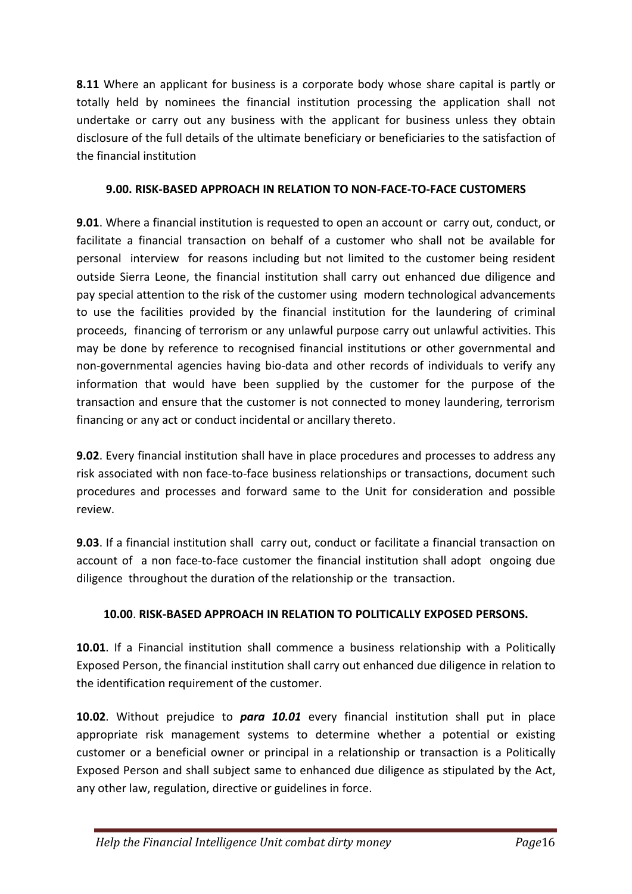**8.11** Where an applicant for business is a corporate body whose share capital is partly or totally held by nominees the financial institution processing the application shall not undertake or carry out any business with the applicant for business unless they obtain disclosure of the full details of the ultimate beneficiary or beneficiaries to the satisfaction of the financial institution

## 9.00. RISK-BASED APPROACH IN RELATION TO NON-FACE-TO-FACE CUSTOMERS

**9.01**. Where a financial institution is requested to open an account or carry out, conduct, or facilitate a financial transaction on behalf of a customer who shall not be available for personal interview for reasons including but not limited to the customer being resident outside Sierra Leone, the financial institution shall carry out enhanced due diligence and pay special attention to the risk of the customer using modern technological advancements to use the facilities provided by the financial institution for the laundering of criminal proceeds, financing of terrorism or any unlawful purpose carry out unlawful activities. This may be done by reference to recognised financial institutions or other governmental and non-governmental agencies having bio-data and other records of individuals to verify any information that would have been supplied by the customer for the purpose of the transaction and ensure that the customer is not connected to money laundering, terrorism financing or any act or conduct incidental or ancillary thereto.

**9.02**. Every financial institution shall have in place procedures and processes to address any risk associated with non face-to-face business relationships or transactions, document such procedures and processes and forward same to the Unit for consideration and possible review.

**9.03**. If a financial institution shall carry out, conduct or facilitate a financial transaction on account of a non face-to-face customer the financial institution shall adopt ongoing due diligence throughout the duration of the relationship or the transaction.

## 10.00. RISK-BASED APPROACH IN RELATION TO POLITICALLY EXPOSED PERSONS.

**10.01**. If a Financial institution shall commence a business relationship with a Politically Exposed Person, the financial institution shall carry out enhanced due diligence in relation to the identification requirement of the customer.

**10.02**. Without prejudice to ***para 10.01*** every financial institution shall put in place appropriate risk management systems to determine whether a potential or existing customer or a beneficial owner or principal in a relationship or transaction is a Politically Exposed Person and shall subject same to enhanced due diligence as stipulated by the Act, any other law, regulation, directive or guidelines in force.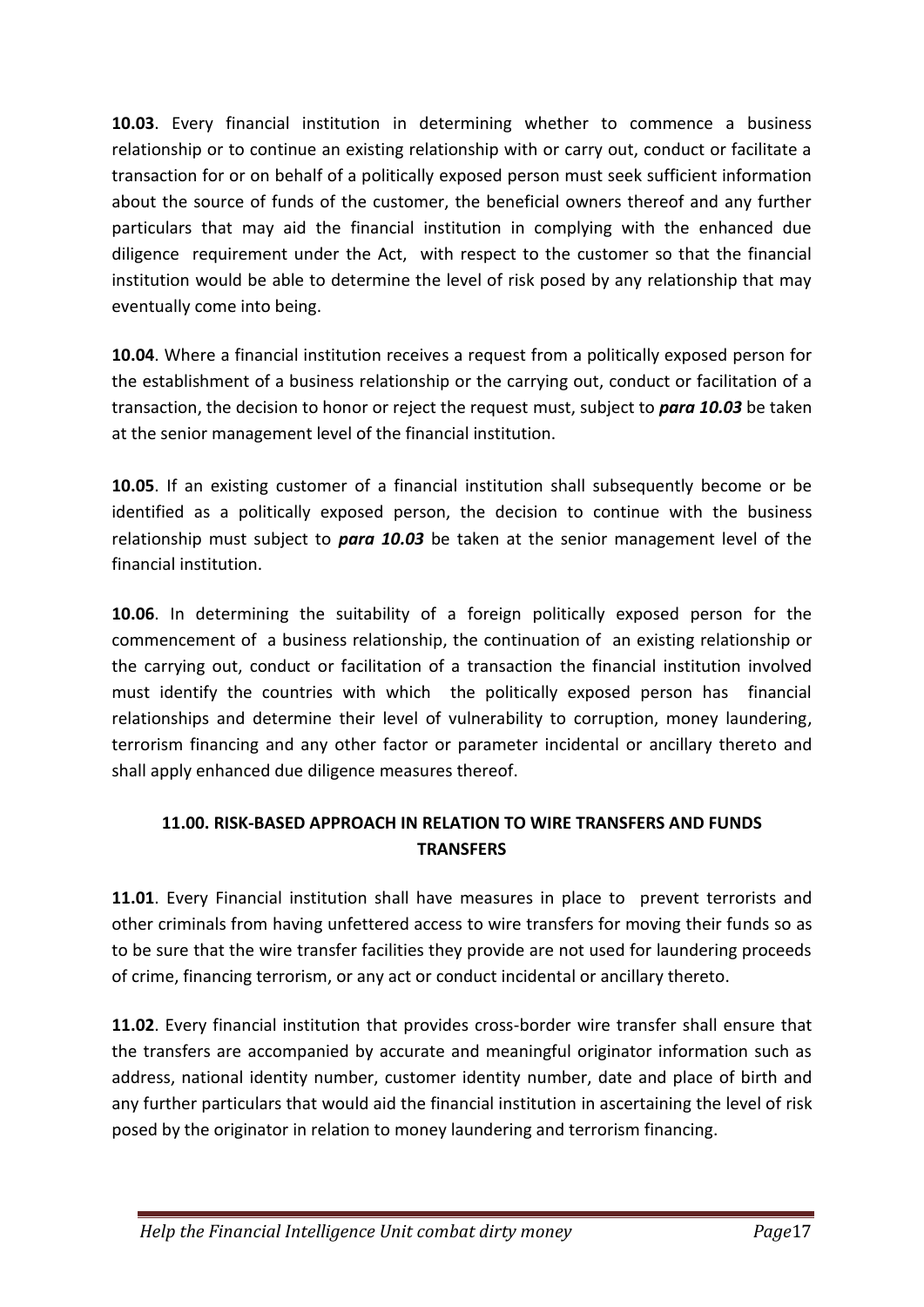**10.03**. Every financial institution in determining whether to commence a business relationship or to continue an existing relationship with or carry out, conduct or facilitate a transaction for or on behalf of a politically exposed person must seek sufficient information about the source of funds of the customer, the beneficial owners thereof and any further particulars that may aid the financial institution in complying with the enhanced due diligence requirement under the Act, with respect to the customer so that the financial institution would be able to determine the level of risk posed by any relationship that may eventually come into being.

**10.04**. Where a financial institution receives a request from a politically exposed person for the establishment of a business relationship or the carrying out, conduct or facilitation of a transaction, the decision to honor or reject the request must, subject to ***para 10.03*** be taken at the senior management level of the financial institution.

**10.05**. If an existing customer of a financial institution shall subsequently become or be identified as a politically exposed person, the decision to continue with the business relationship must subject to ***para 10.03*** be taken at the senior management level of the financial institution.

**10.06**. In determining the suitability of a foreign politically exposed person for the commencement of a business relationship, the continuation of an existing relationship or the carrying out, conduct or facilitation of a transaction the financial institution involved must identify the countries with which the politically exposed person has financial relationships and determine their level of vulnerability to corruption, money laundering, terrorism financing and any other factor or parameter incidental or ancillary thereto and shall apply enhanced due diligence measures thereof.

## 11.00. RISK-BASED APPROACH IN RELATION TO WIRE TRANSFERS AND FUNDS TRANSFERS

**11.01**. Every Financial institution shall have measures in place to prevent terrorists and other criminals from having unfettered access to wire transfers for moving their funds so as to be sure that the wire transfer facilities they provide are not used for laundering proceeds of crime, financing terrorism, or any act or conduct incidental or ancillary thereto.

**11.02**. Every financial institution that provides cross-border wire transfer shall ensure that the transfers are accompanied by accurate and meaningful originator information such as address, national identity number, customer identity number, date and place of birth and any further particulars that would aid the financial institution in ascertaining the level of risk posed by the originator in relation to money laundering and terrorism financing.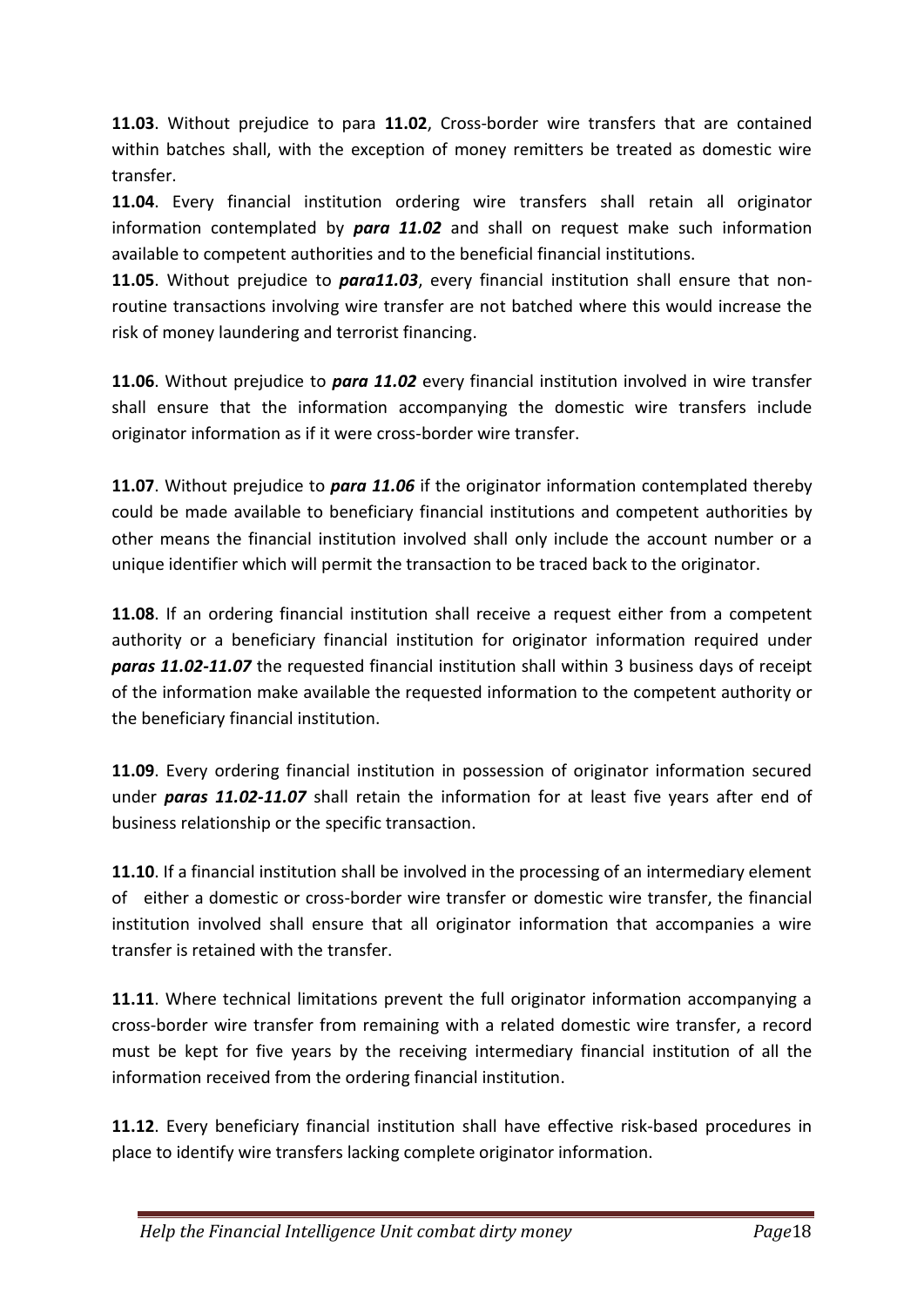**11.03**. Without prejudice to para **11.02**, Cross-border wire transfers that are contained within batches shall, with the exception of money remitters be treated as domestic wire transfer.

**11.04**. Every financial institution ordering wire transfers shall retain all originator information contemplated by ***para 11.02*** and shall on request make such information available to competent authorities and to the beneficial financial institutions.

**11.05**. Without prejudice to ***para11.03***, every financial institution shall ensure that non-routine transactions involving wire transfer are not batched where this would increase the risk of money laundering and terrorist financing.

**11.06**. Without prejudice to ***para 11.02*** every financial institution involved in wire transfer shall ensure that the information accompanying the domestic wire transfers include originator information as if it were cross-border wire transfer.

**11.07**. Without prejudice to ***para 11.06*** if the originator information contemplated thereby could be made available to beneficiary financial institutions and competent authorities by other means the financial institution involved shall only include the account number or a unique identifier which will permit the transaction to be traced back to the originator.

**11.08**. If an ordering financial institution shall receive a request either from a competent authority or a beneficiary financial institution for originator information required under ***paras 11.02-11.07*** the requested financial institution shall within 3 business days of receipt of the information make available the requested information to the competent authority or the beneficiary financial institution.

**11.09**. Every ordering financial institution in possession of originator information secured under ***paras 11.02-11.07*** shall retain the information for at least five years after end of business relationship or the specific transaction.

**11.10**. If a financial institution shall be involved in the processing of an intermediary element of either a domestic or cross-border wire transfer or domestic wire transfer, the financial institution involved shall ensure that all originator information that accompanies a wire transfer is retained with the transfer.

**11.11**. Where technical limitations prevent the full originator information accompanying a cross-border wire transfer from remaining with a related domestic wire transfer, a record must be kept for five years by the receiving intermediary financial institution of all the information received from the ordering financial institution.

**11.12**. Every beneficiary financial institution shall have effective risk-based procedures in place to identify wire transfers lacking complete originator information.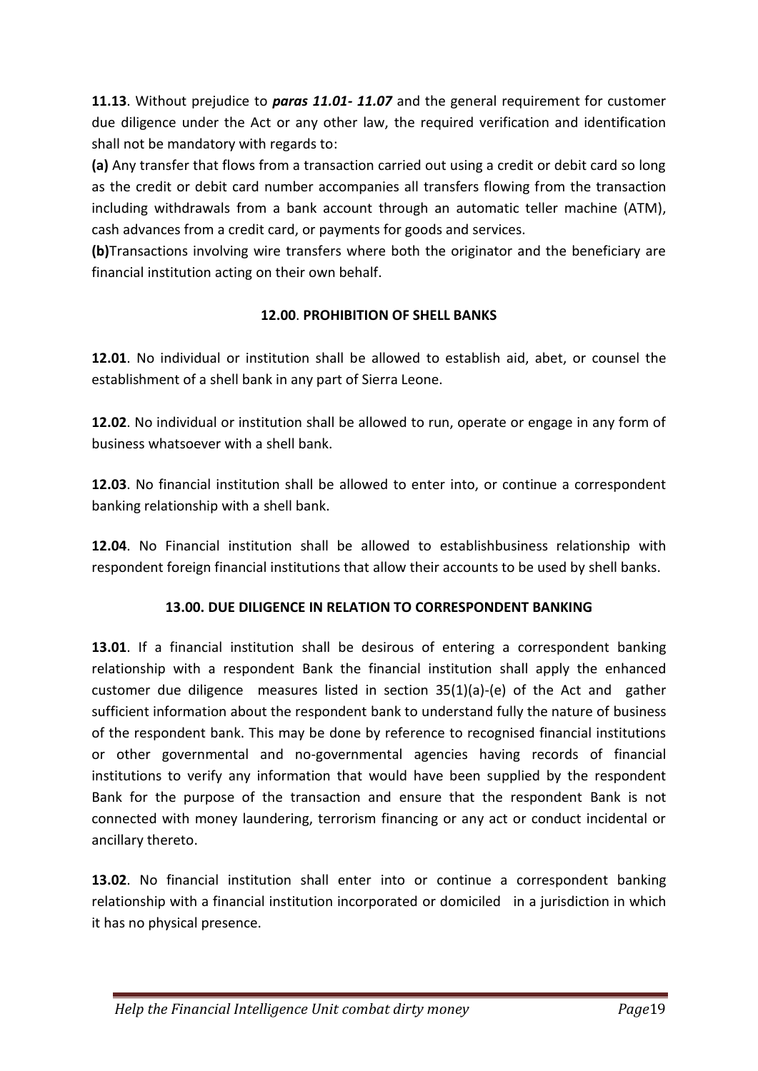**11.13**. Without prejudice to ***paras 11.01- 11.07*** and the general requirement for customer due diligence under the Act or any other law, the required verification and identification shall not be mandatory with regards to:

**(a)** Any transfer that flows from a transaction carried out using a credit or debit card so long as the credit or debit card number accompanies all transfers flowing from the transaction including withdrawals from a bank account through an automatic teller machine (ATM), cash advances from a credit card, or payments for goods and services.

**(b)**Transactions involving wire transfers where both the originator and the beneficiary are financial institution acting on their own behalf.

## 12.00. PROHIBITION OF SHELL BANKS

**12.01**. No individual or institution shall be allowed to establish aid, abet, or counsel the establishment of a shell bank in any part of Sierra Leone.

**12.02**. No individual or institution shall be allowed to run, operate or engage in any form of business whatsoever with a shell bank.

**12.03**. No financial institution shall be allowed to enter into, or continue a correspondent banking relationship with a shell bank.

**12.04**. No Financial institution shall be allowed to establishbusiness relationship with respondent foreign financial institutions that allow their accounts to be used by shell banks.

## 13.00. DUE DILIGENCE IN RELATION TO CORRESPONDENT BANKING

**13.01**. If a financial institution shall be desirous of entering a correspondent banking relationship with a respondent Bank the financial institution shall apply the enhanced customer due diligence measures listed in section 35(1)(a)-(e) of the Act and gather sufficient information about the respondent bank to understand fully the nature of business of the respondent bank. This may be done by reference to recognised financial institutions or other governmental and no-governmental agencies having records of financial institutions to verify any information that would have been supplied by the respondent Bank for the purpose of the transaction and ensure that the respondent Bank is not connected with money laundering, terrorism financing or any act or conduct incidental or ancillary thereto.

**13.02**. No financial institution shall enter into or continue a correspondent banking relationship with a financial institution incorporated or domiciled in a jurisdiction in which it has no physical presence.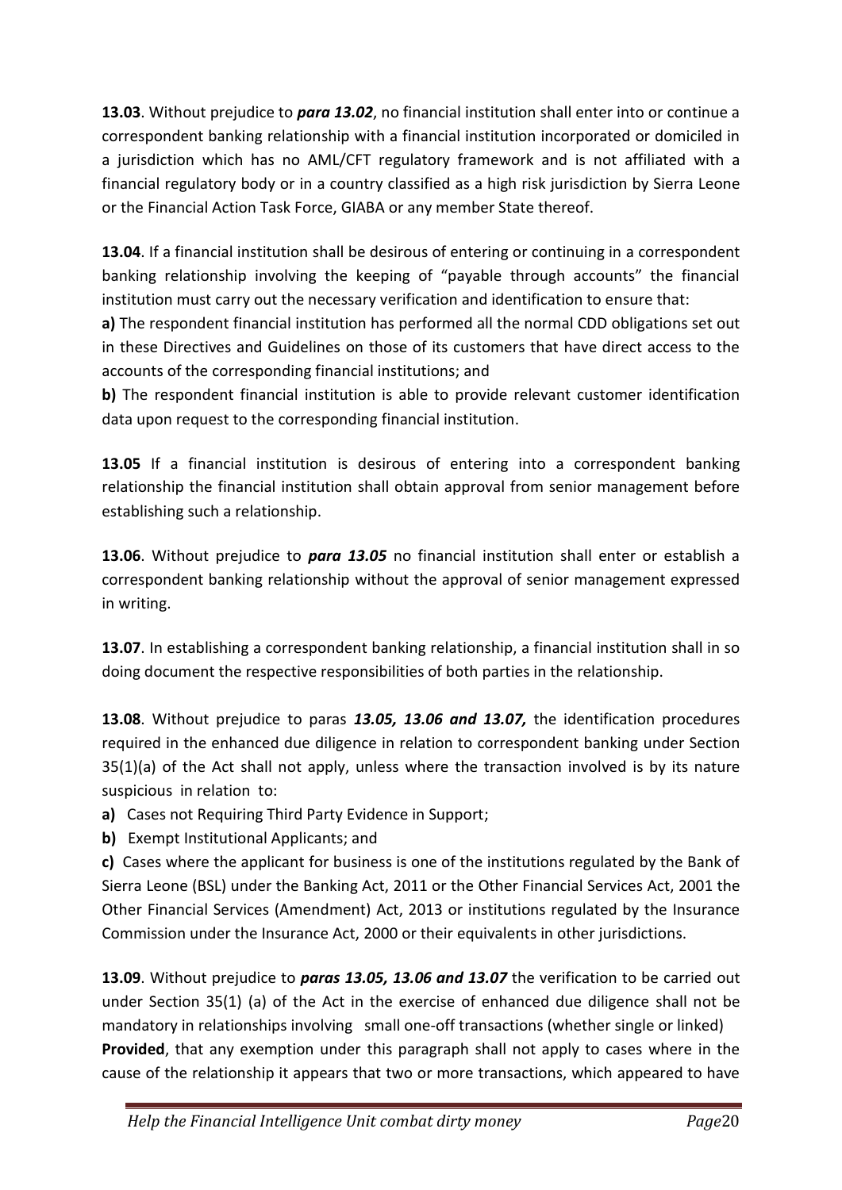**13.03**. Without prejudice to ***para 13.02***, no financial institution shall enter into or continue a correspondent banking relationship with a financial institution incorporated or domiciled in a jurisdiction which has no AML/CFT regulatory framework and is not affiliated with a financial regulatory body or in a country classified as a high risk jurisdiction by Sierra Leone or the Financial Action Task Force, GIABA or any member State thereof.

**13.04**. If a financial institution shall be desirous of entering or continuing in a correspondent banking relationship involving the keeping of "payable through accounts" the financial institution must carry out the necessary verification and identification to ensure that:

**a)** The respondent financial institution has performed all the normal CDD obligations set out in these Directives and Guidelines on those of its customers that have direct access to the accounts of the corresponding financial institutions; and

**b)** The respondent financial institution is able to provide relevant customer identification data upon request to the corresponding financial institution.

**13.05** If a financial institution is desirous of entering into a correspondent banking relationship the financial institution shall obtain approval from senior management before establishing such a relationship.

**13.06**. Without prejudice to ***para 13.05*** no financial institution shall enter or establish a correspondent banking relationship without the approval of senior management expressed in writing.

**13.07**. In establishing a correspondent banking relationship, a financial institution shall in so doing document the respective responsibilities of both parties in the relationship.

**13.08**. Without prejudice to paras ***13.05, 13.06 and 13.07,*** the identification procedures required in the enhanced due diligence in relation to correspondent banking under Section 35(1)(a) of the Act shall not apply, unless where the transaction involved is by its nature suspicious in relation to:

**a)** Cases not Requiring Third Party Evidence in Support;

**b)** Exempt Institutional Applicants; and

**c)** Cases where the applicant for business is one of the institutions regulated by the Bank of Sierra Leone (BSL) under the Banking Act, 2011 or the Other Financial Services Act, 2001 the Other Financial Services (Amendment) Act, 2013 or institutions regulated by the Insurance Commission under the Insurance Act, 2000 or their equivalents in other jurisdictions.

**13.09**. Without prejudice to ***paras 13.05, 13.06 and 13.07*** the verification to be carried out under Section 35(1) (a) of the Act in the exercise of enhanced due diligence shall not be mandatory in relationships involving small one-off transactions (whether single or linked)
**Provided**, that any exemption under this paragraph shall not apply to cases where in the cause of the relationship it appears that two or more transactions, which appeared to have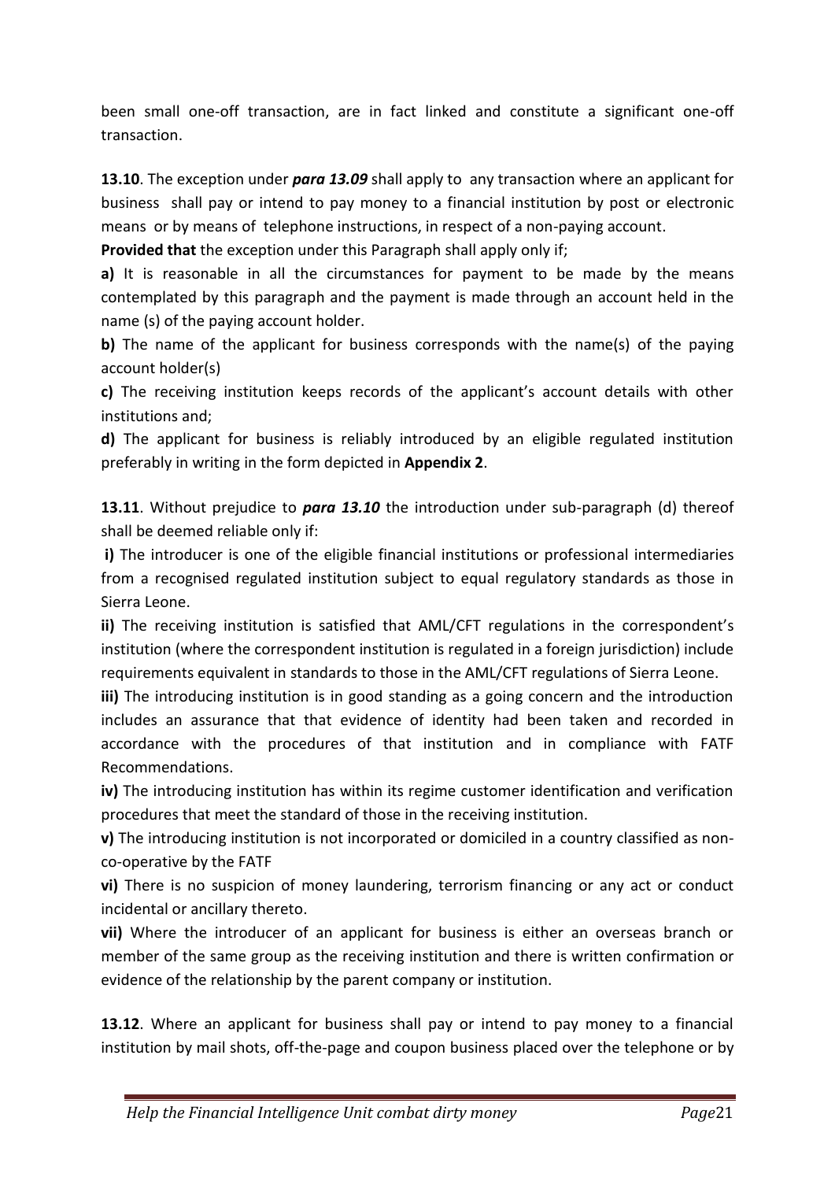been small one-off transaction, are in fact linked and constitute a significant one-off transaction.

**13.10**. The exception under ***para 13.09*** shall apply to any transaction where an applicant for business shall pay or intend to pay money to a financial institution by post or electronic means or by means of telephone instructions, in respect of a non-paying account.

**Provided that** the exception under this Paragraph shall apply only if;

**a)** It is reasonable in all the circumstances for payment to be made by the means contemplated by this paragraph and the payment is made through an account held in the name (s) of the paying account holder.

**b)** The name of the applicant for business corresponds with the name(s) of the paying account holder(s)

**c)** The receiving institution keeps records of the applicant's account details with other institutions and;

**d)** The applicant for business is reliably introduced by an eligible regulated institution preferably in writing in the form depicted in **Appendix 2**.

**13.11**. Without prejudice to ***para 13.10*** the introduction under sub-paragraph (d) thereof shall be deemed reliable only if:

**i)** The introducer is one of the eligible financial institutions or professional intermediaries from a recognised regulated institution subject to equal regulatory standards as those in Sierra Leone.

**ii)** The receiving institution is satisfied that AML/CFT regulations in the correspondent's institution (where the correspondent institution is regulated in a foreign jurisdiction) include requirements equivalent in standards to those in the AML/CFT regulations of Sierra Leone.

**iii)** The introducing institution is in good standing as a going concern and the introduction includes an assurance that that evidence of identity had been taken and recorded in accordance with the procedures of that institution and in compliance with FATF Recommendations.

**iv)** The introducing institution has within its regime customer identification and verification procedures that meet the standard of those in the receiving institution.

**v)** The introducing institution is not incorporated or domiciled in a country classified as non-co-operative by the FATF

**vi)** There is no suspicion of money laundering, terrorism financing or any act or conduct incidental or ancillary thereto.

**vii)** Where the introducer of an applicant for business is either an overseas branch or member of the same group as the receiving institution and there is written confirmation or evidence of the relationship by the parent company or institution.

**13.12**. Where an applicant for business shall pay or intend to pay money to a financial institution by mail shots, off-the-page and coupon business placed over the telephone or by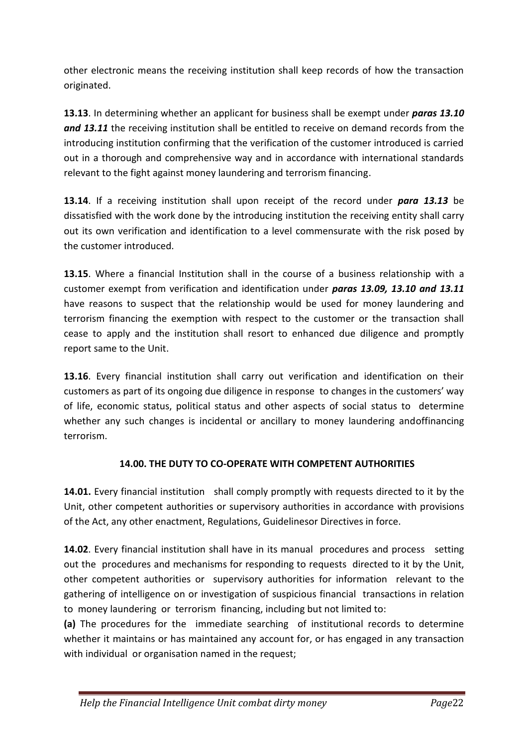other electronic means the receiving institution shall keep records of how the transaction originated.

**13.13**. In determining whether an applicant for business shall be exempt under ***paras 13.10 and 13.11*** the receiving institution shall be entitled to receive on demand records from the introducing institution confirming that the verification of the customer introduced is carried out in a thorough and comprehensive way and in accordance with international standards relevant to the fight against money laundering and terrorism financing.

**13.14**. If a receiving institution shall upon receipt of the record under ***para 13.13*** be dissatisfied with the work done by the introducing institution the receiving entity shall carry out its own verification and identification to a level commensurate with the risk posed by the customer introduced.

**13.15**. Where a financial Institution shall in the course of a business relationship with a customer exempt from verification and identification under ***paras 13.09, 13.10 and 13.11*** have reasons to suspect that the relationship would be used for money laundering and terrorism financing the exemption with respect to the customer or the transaction shall cease to apply and the institution shall resort to enhanced due diligence and promptly report same to the Unit.

**13.16**. Every financial institution shall carry out verification and identification on their customers as part of its ongoing due diligence in response to changes in the customers' way of life, economic status, political status and other aspects of social status to determine whether any such changes is incidental or ancillary to money laundering andoffinancing terrorism.

## 14.00. THE DUTY TO CO-OPERATE WITH COMPETENT AUTHORITIES

**14.01.** Every financial institution shall comply promptly with requests directed to it by the Unit, other competent authorities or supervisory authorities in accordance with provisions of the Act, any other enactment, Regulations, Guidelinesor Directives in force.

**14.02**. Every financial institution shall have in its manual procedures and process setting out the procedures and mechanisms for responding to requests directed to it by the Unit, other competent authorities or supervisory authorities for information relevant to the gathering of intelligence on or investigation of suspicious financial transactions in relation to money laundering or terrorism financing, including but not limited to:

**(a)** The procedures for the immediate searching of institutional records to determine whether it maintains or has maintained any account for, or has engaged in any transaction with individual or organisation named in the request;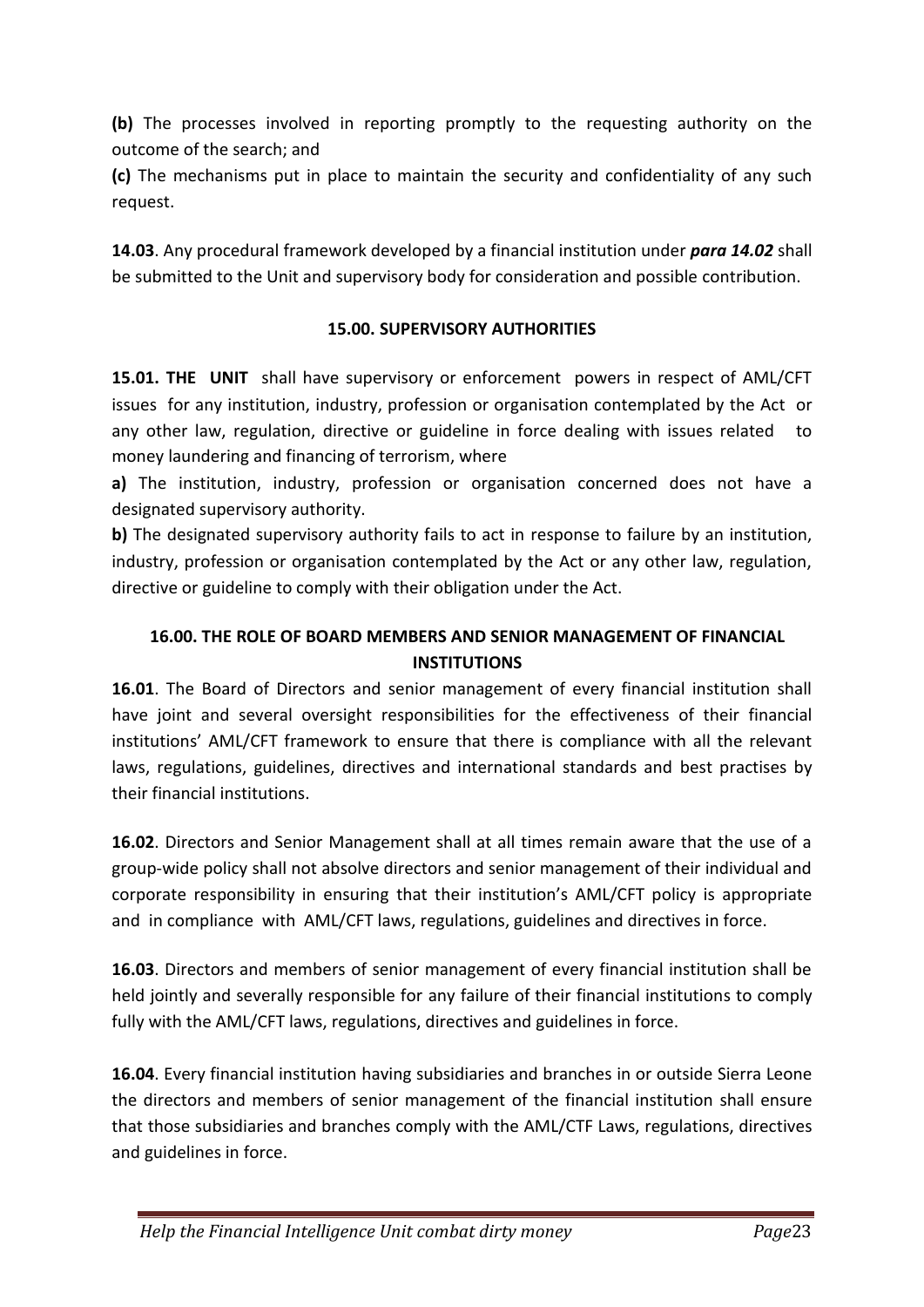**(b)** The processes involved in reporting promptly to the requesting authority on the outcome of the search; and

**(c)** The mechanisms put in place to maintain the security and confidentiality of any such request.

**14.03**. Any procedural framework developed by a financial institution under ***para 14.02*** shall be submitted to the Unit and supervisory body for consideration and possible contribution.

## 15.00. SUPERVISORY AUTHORITIES

**15.01. THE UNIT** shall have supervisory or enforcement powers in respect of AML/CFT issues for any institution, industry, profession or organisation contemplated by the Act or any other law, regulation, directive or guideline in force dealing with issues related to money laundering and financing of terrorism, where

**a)** The institution, industry, profession or organisation concerned does not have a designated supervisory authority.

**b)** The designated supervisory authority fails to act in response to failure by an institution, industry, profession or organisation contemplated by the Act or any other law, regulation, directive or guideline to comply with their obligation under the Act.

## 16.00. THE ROLE OF BOARD MEMBERS AND SENIOR MANAGEMENT OF FINANCIAL INSTITUTIONS

**16.01**. The Board of Directors and senior management of every financial institution shall have joint and several oversight responsibilities for the effectiveness of their financial institutions' AML/CFT framework to ensure that there is compliance with all the relevant laws, regulations, guidelines, directives and international standards and best practises by their financial institutions.

**16.02**. Directors and Senior Management shall at all times remain aware that the use of a group-wide policy shall not absolve directors and senior management of their individual and corporate responsibility in ensuring that their institution's AML/CFT policy is appropriate and in compliance with AML/CFT laws, regulations, guidelines and directives in force.

**16.03**. Directors and members of senior management of every financial institution shall be held jointly and severally responsible for any failure of their financial institutions to comply fully with the AML/CFT laws, regulations, directives and guidelines in force.

**16.04**. Every financial institution having subsidiaries and branches in or outside Sierra Leone the directors and members of senior management of the financial institution shall ensure that those subsidiaries and branches comply with the AML/CTF Laws, regulations, directives and guidelines in force.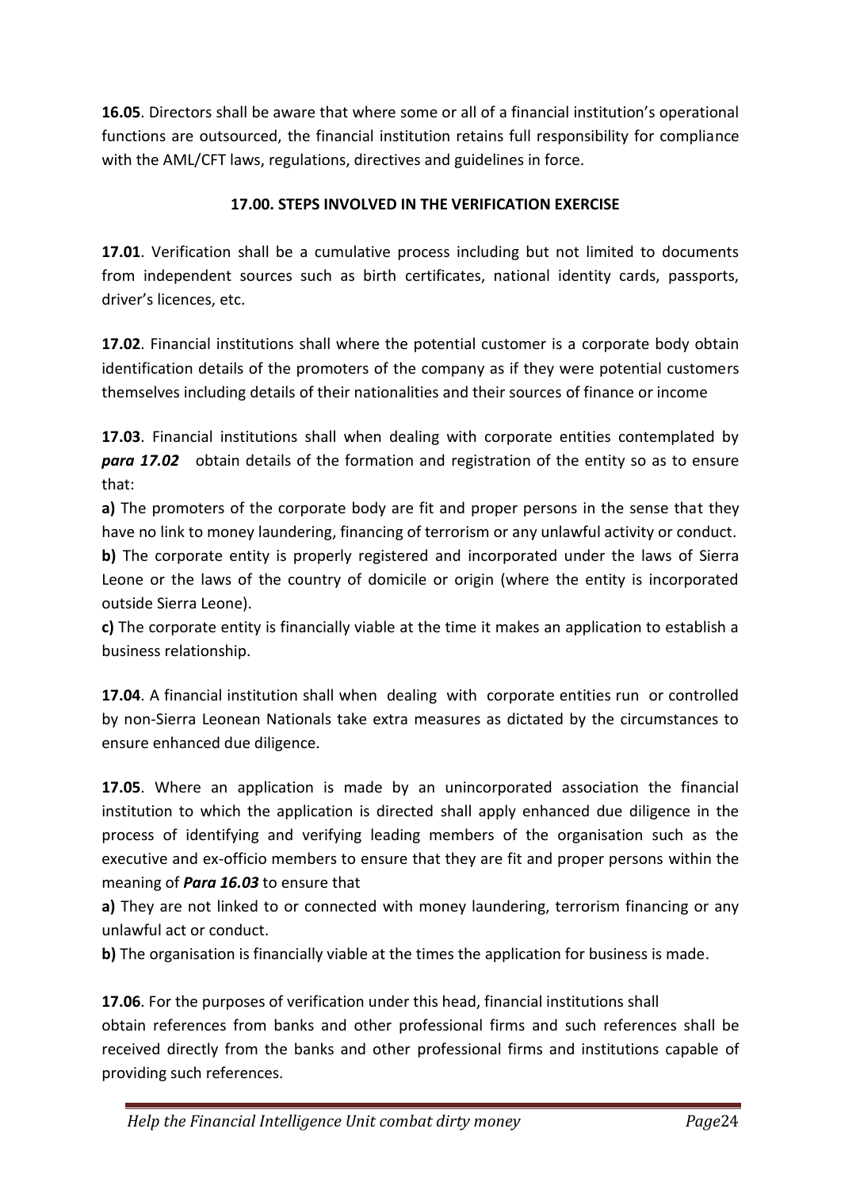**16.05**. Directors shall be aware that where some or all of a financial institution's operational functions are outsourced, the financial institution retains full responsibility for compliance with the AML/CFT laws, regulations, directives and guidelines in force.

## 17.00. STEPS INVOLVED IN THE VERIFICATION EXERCISE

**17.01**. Verification shall be a cumulative process including but not limited to documents from independent sources such as birth certificates, national identity cards, passports, driver's licences, etc.

**17.02**. Financial institutions shall where the potential customer is a corporate body obtain identification details of the promoters of the company as if they were potential customers themselves including details of their nationalities and their sources of finance or income

**17.03**. Financial institutions shall when dealing with corporate entities contemplated by ***para 17.02*** obtain details of the formation and registration of the entity so as to ensure that:

**a)** The promoters of the corporate body are fit and proper persons in the sense that they have no link to money laundering, financing of terrorism or any unlawful activity or conduct.

**b)** The corporate entity is properly registered and incorporated under the laws of Sierra Leone or the laws of the country of domicile or origin (where the entity is incorporated outside Sierra Leone).

**c)** The corporate entity is financially viable at the time it makes an application to establish a business relationship.

**17.04**. A financial institution shall when dealing with corporate entities run or controlled by non-Sierra Leonean Nationals take extra measures as dictated by the circumstances to ensure enhanced due diligence.

**17.05**. Where an application is made by an unincorporated association the financial institution to which the application is directed shall apply enhanced due diligence in the process of identifying and verifying leading members of the organisation such as the executive and ex-officio members to ensure that they are fit and proper persons within the meaning of ***Para 16.03*** to ensure that

**a)** They are not linked to or connected with money laundering, terrorism financing or any unlawful act or conduct.

**b)** The organisation is financially viable at the times the application for business is made.

**17.06**. For the purposes of verification under this head, financial institutions shall obtain references from banks and other professional firms and such references shall be received directly from the banks and other professional firms and institutions capable of providing such references.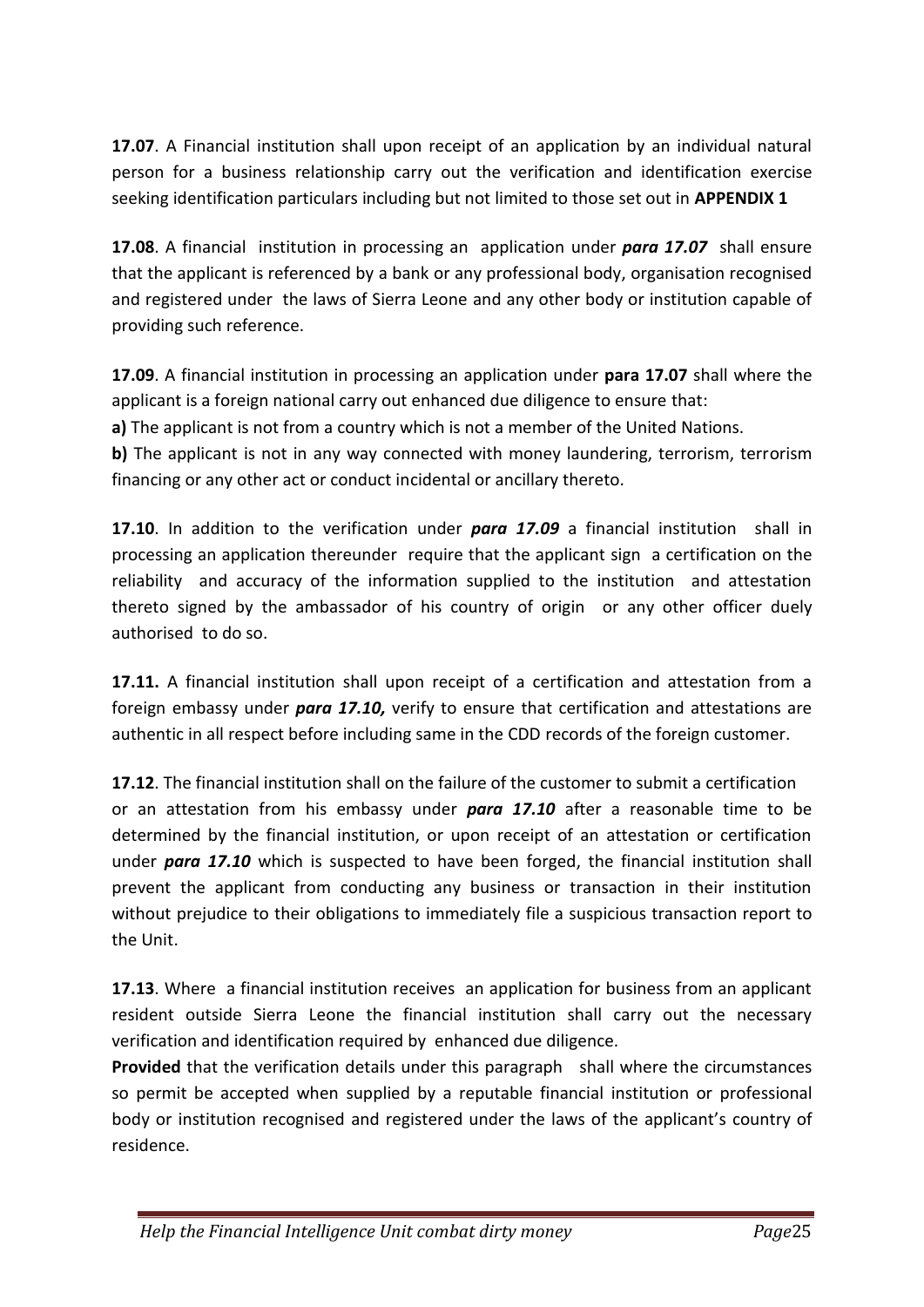**17.07**. A Financial institution shall upon receipt of an application by an individual natural person for a business relationship carry out the verification and identification exercise seeking identification particulars including but not limited to those set out in **APPENDIX 1**

**17.08**. A financial institution in processing an application under ***para 17.07*** shall ensure that the applicant is referenced by a bank or any professional body, organisation recognised and registered under the laws of Sierra Leone and any other body or institution capable of providing such reference.

**17.09**. A financial institution in processing an application under **para 17.07** shall where the applicant is a foreign national carry out enhanced due diligence to ensure that:

**a)** The applicant is not from a country which is not a member of the United Nations.

**b)** The applicant is not in any way connected with money laundering, terrorism, terrorism financing or any other act or conduct incidental or ancillary thereto.

**17.10**. In addition to the verification under ***para 17.09*** a financial institution shall in processing an application thereunder require that the applicant sign a certification on the reliability and accuracy of the information supplied to the institution and attestation thereto signed by the ambassador of his country of origin or any other officer duely authorised to do so.

**17.11.** A financial institution shall upon receipt of a certification and attestation from a foreign embassy under ***para 17.10,*** verify to ensure that certification and attestations are authentic in all respect before including same in the CDD records of the foreign customer.

**17.12**. The financial institution shall on the failure of the customer to submit a certification or an attestation from his embassy under ***para 17.10*** after a reasonable time to be determined by the financial institution, or upon receipt of an attestation or certification under ***para 17.10*** which is suspected to have been forged, the financial institution shall prevent the applicant from conducting any business or transaction in their institution without prejudice to their obligations to immediately file a suspicious transaction report to the Unit.

**17.13**. Where a financial institution receives an application for business from an applicant resident outside Sierra Leone the financial institution shall carry out the necessary verification and identification required by enhanced due diligence.

**Provided** that the verification details under this paragraph shall where the circumstances so permit be accepted when supplied by a reputable financial institution or professional body or institution recognised and registered under the laws of the applicant's country of residence.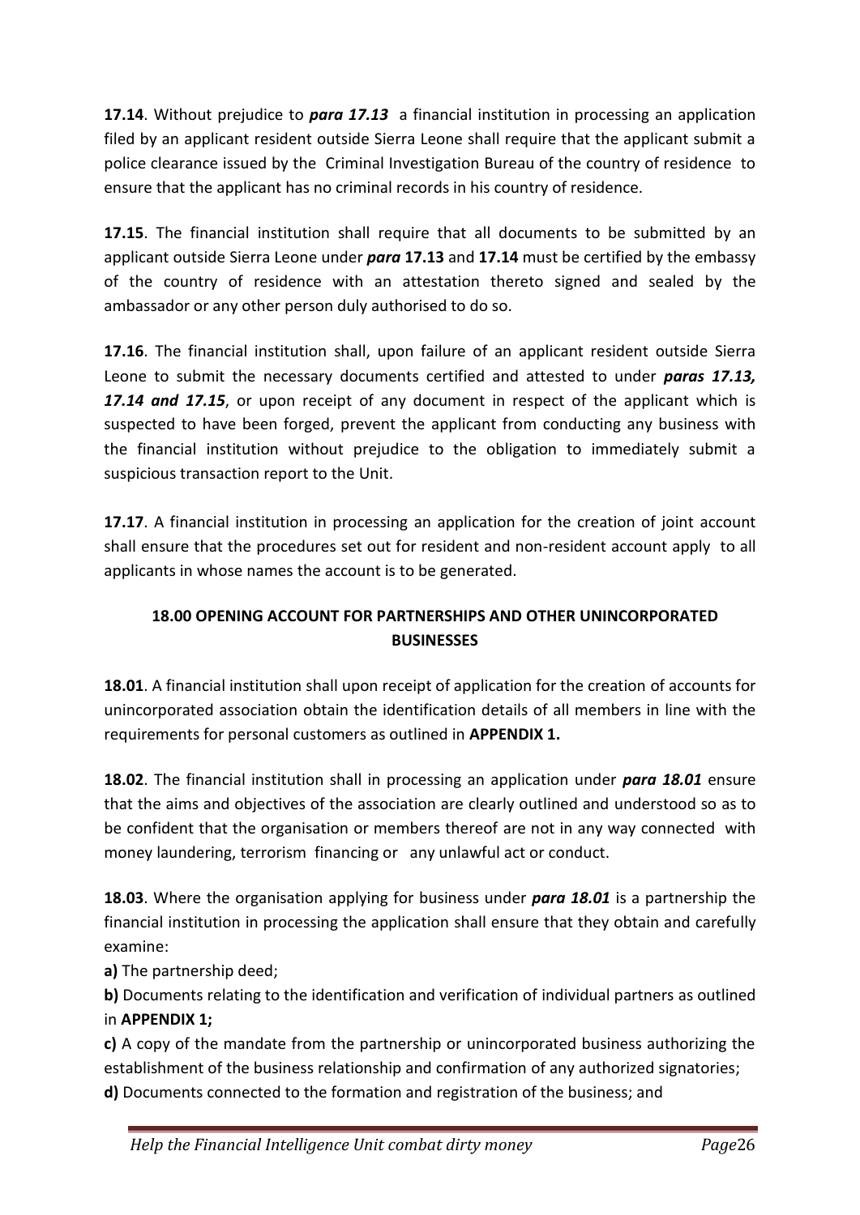**17.14**. Without prejudice to ***para 17.13*** a financial institution in processing an application filed by an applicant resident outside Sierra Leone shall require that the applicant submit a police clearance issued by the Criminal Investigation Bureau of the country of residence to ensure that the applicant has no criminal records in his country of residence.

**17.15**. The financial institution shall require that all documents to be submitted by an applicant outside Sierra Leone under ***para*** **17.13** and **17.14** must be certified by the embassy of the country of residence with an attestation thereto signed and sealed by the ambassador or any other person duly authorised to do so.

**17.16**. The financial institution shall, upon failure of an applicant resident outside Sierra Leone to submit the necessary documents certified and attested to under ***paras 17.13, 17.14 and 17.15***, or upon receipt of any document in respect of the applicant which is suspected to have been forged, prevent the applicant from conducting any business with the financial institution without prejudice to the obligation to immediately submit a suspicious transaction report to the Unit.

**17.17**. A financial institution in processing an application for the creation of joint account shall ensure that the procedures set out for resident and non-resident account apply to all applicants in whose names the account is to be generated.

## 18.00 OPENING ACCOUNT FOR PARTNERSHIPS AND OTHER UNINCORPORATED BUSINESSES

**18.01**. A financial institution shall upon receipt of application for the creation of accounts for unincorporated association obtain the identification details of all members in line with the requirements for personal customers as outlined in **APPENDIX 1.**

**18.02**. The financial institution shall in processing an application under ***para 18.01*** ensure that the aims and objectives of the association are clearly outlined and understood so as to be confident that the organisation or members thereof are not in any way connected with money laundering, terrorism financing or any unlawful act or conduct.

**18.03**. Where the organisation applying for business under ***para 18.01*** is a partnership the financial institution in processing the application shall ensure that they obtain and carefully examine:

**a)** The partnership deed;

**b)** Documents relating to the identification and verification of individual partners as outlined in **APPENDIX 1;**

**c)** A copy of the mandate from the partnership or unincorporated business authorizing the establishment of the business relationship and confirmation of any authorized signatories;

**d)** Documents connected to the formation and registration of the business; and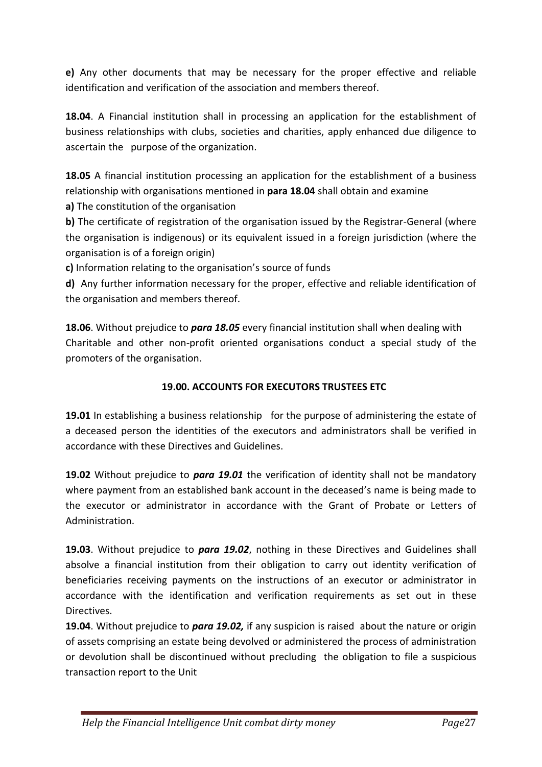**e)** Any other documents that may be necessary for the proper effective and reliable identification and verification of the association and members thereof.

**18.04**. A Financial institution shall in processing an application for the establishment of business relationships with clubs, societies and charities, apply enhanced due diligence to ascertain the purpose of the organization.

**18.05** A financial institution processing an application for the establishment of a business relationship with organisations mentioned in **para 18.04** shall obtain and examine

**a)** The constitution of the organisation

**b)** The certificate of registration of the organisation issued by the Registrar-General (where the organisation is indigenous) or its equivalent issued in a foreign jurisdiction (where the organisation is of a foreign origin)

**c)** Information relating to the organisation's source of funds

**d)** Any further information necessary for the proper, effective and reliable identification of the organisation and members thereof.

**18.06**. Without prejudice to ***para 18.05*** every financial institution shall when dealing with Charitable and other non-profit oriented organisations conduct a special study of the promoters of the organisation.

## 19.00. ACCOUNTS FOR EXECUTORS TRUSTEES ETC

**19.01** In establishing a business relationship for the purpose of administering the estate of a deceased person the identities of the executors and administrators shall be verified in accordance with these Directives and Guidelines.

**19.02** Without prejudice to ***para 19.01*** the verification of identity shall not be mandatory where payment from an established bank account in the deceased's name is being made to the executor or administrator in accordance with the Grant of Probate or Letters of Administration.

**19.03**. Without prejudice to ***para 19.02***, nothing in these Directives and Guidelines shall absolve a financial institution from their obligation to carry out identity verification of beneficiaries receiving payments on the instructions of an executor or administrator in accordance with the identification and verification requirements as set out in these Directives.

**19.04**. Without prejudice to ***para 19.02,*** if any suspicion is raised about the nature or origin of assets comprising an estate being devolved or administered the process of administration or devolution shall be discontinued without precluding the obligation to file a suspicious transaction report to the Unit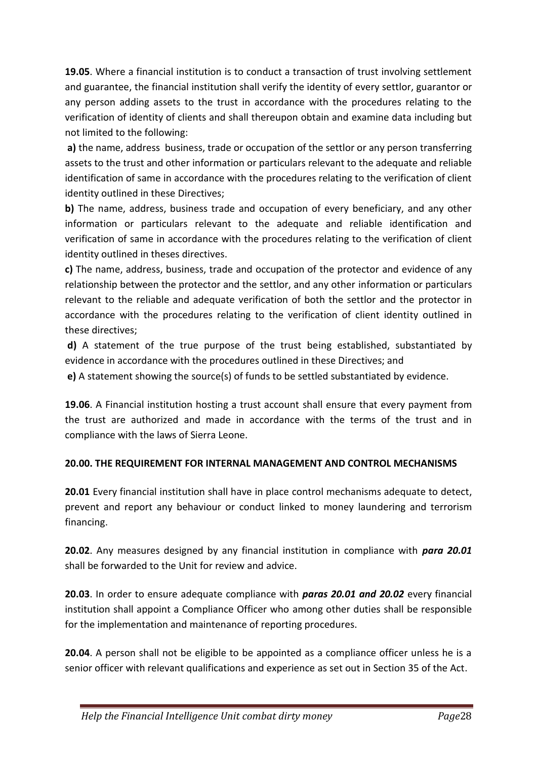**19.05**. Where a financial institution is to conduct a transaction of trust involving settlement and guarantee, the financial institution shall verify the identity of every settlor, guarantor or any person adding assets to the trust in accordance with the procedures relating to the verification of identity of clients and shall thereupon obtain and examine data including but not limited to the following:

**a)** the name, address business, trade or occupation of the settlor or any person transferring assets to the trust and other information or particulars relevant to the adequate and reliable identification of same in accordance with the procedures relating to the verification of client identity outlined in these Directives;

**b)** The name, address, business trade and occupation of every beneficiary, and any other information or particulars relevant to the adequate and reliable identification and verification of same in accordance with the procedures relating to the verification of client identity outlined in theses directives.

**c)** The name, address, business, trade and occupation of the protector and evidence of any relationship between the protector and the settlor, and any other information or particulars relevant to the reliable and adequate verification of both the settlor and the protector in accordance with the procedures relating to the verification of client identity outlined in these directives;

**d)** A statement of the true purpose of the trust being established, substantiated by evidence in accordance with the procedures outlined in these Directives; and

**e)** A statement showing the source(s) of funds to be settled substantiated by evidence.

**19.06**. A Financial institution hosting a trust account shall ensure that every payment from the trust are authorized and made in accordance with the terms of the trust and in compliance with the laws of Sierra Leone.

**20.00. THE REQUIREMENT FOR INTERNAL MANAGEMENT AND CONTROL MECHANISMS**

**20.01** Every financial institution shall have in place control mechanisms adequate to detect, prevent and report any behaviour or conduct linked to money laundering and terrorism financing.

**20.02**. Any measures designed by any financial institution in compliance with ***para 20.01*** shall be forwarded to the Unit for review and advice.

**20.03**. In order to ensure adequate compliance with ***paras 20.01 and 20.02*** every financial institution shall appoint a Compliance Officer who among other duties shall be responsible for the implementation and maintenance of reporting procedures.

**20.04**. A person shall not be eligible to be appointed as a compliance officer unless he is a senior officer with relevant qualifications and experience as set out in Section 35 of the Act.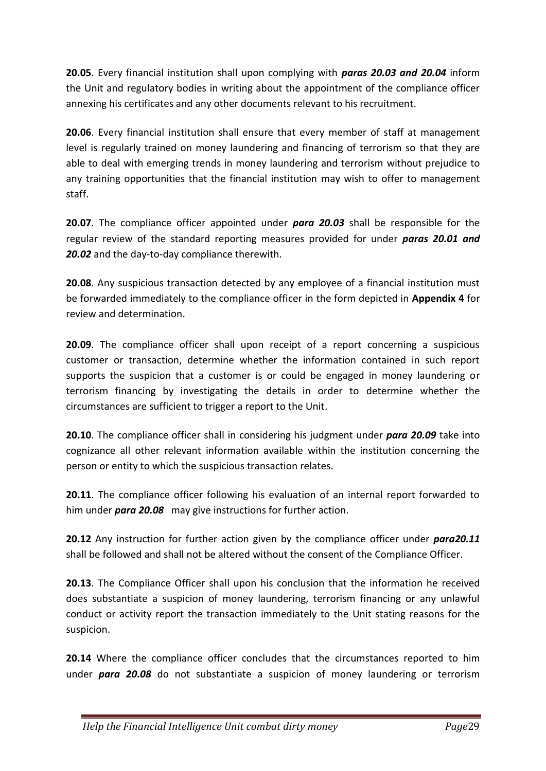**20.05**. Every financial institution shall upon complying with ***paras 20.03 and 20.04*** inform the Unit and regulatory bodies in writing about the appointment of the compliance officer annexing his certificates and any other documents relevant to his recruitment.

**20.06**. Every financial institution shall ensure that every member of staff at management level is regularly trained on money laundering and financing of terrorism so that they are able to deal with emerging trends in money laundering and terrorism without prejudice to any training opportunities that the financial institution may wish to offer to management staff.

**20.07**. The compliance officer appointed under ***para 20.03*** shall be responsible for the regular review of the standard reporting measures provided for under ***paras 20.01 and 20.02*** and the day-to-day compliance therewith.

**20.08**. Any suspicious transaction detected by any employee of a financial institution must be forwarded immediately to the compliance officer in the form depicted in **Appendix 4** for review and determination.

**20.09**. The compliance officer shall upon receipt of a report concerning a suspicious customer or transaction, determine whether the information contained in such report supports the suspicion that a customer is or could be engaged in money laundering or terrorism financing by investigating the details in order to determine whether the circumstances are sufficient to trigger a report to the Unit.

**20.10**. The compliance officer shall in considering his judgment under ***para 20.09*** take into cognizance all other relevant information available within the institution concerning the person or entity to which the suspicious transaction relates.

**20.11**. The compliance officer following his evaluation of an internal report forwarded to him under ***para 20.08*** may give instructions for further action.

**20.12** Any instruction for further action given by the compliance officer under ***para20.11*** shall be followed and shall not be altered without the consent of the Compliance Officer.

**20.13**. The Compliance Officer shall upon his conclusion that the information he received does substantiate a suspicion of money laundering, terrorism financing or any unlawful conduct or activity report the transaction immediately to the Unit stating reasons for the suspicion.

**20.14** Where the compliance officer concludes that the circumstances reported to him under ***para 20.08*** do not substantiate a suspicion of money laundering or terrorism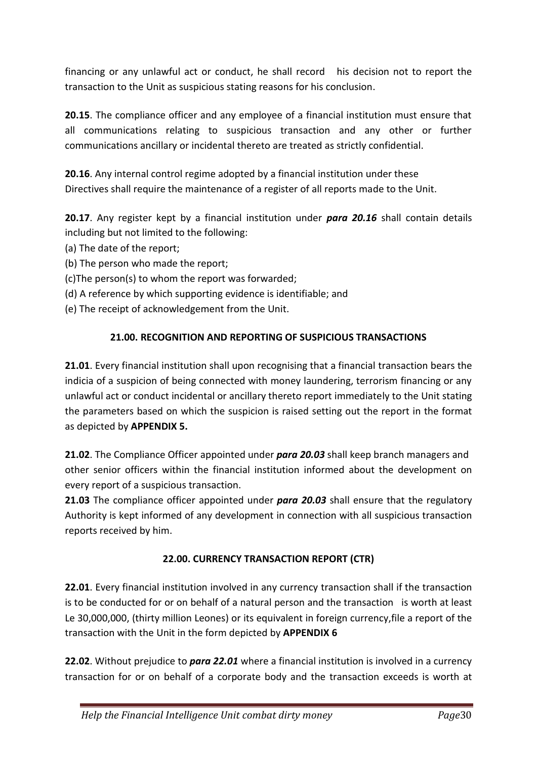financing or any unlawful act or conduct, he shall record his decision not to report the transaction to the Unit as suspicious stating reasons for his conclusion.

**20.15**. The compliance officer and any employee of a financial institution must ensure that all communications relating to suspicious transaction and any other or further communications ancillary or incidental thereto are treated as strictly confidential.

**20.16**. Any internal control regime adopted by a financial institution under these Directives shall require the maintenance of a register of all reports made to the Unit.

**20.17**. Any register kept by a financial institution under ***para 20.16*** shall contain details including but not limited to the following:

(a) The date of the report;
(b) The person who made the report;
(c)The person(s) to whom the report was forwarded;
(d) A reference by which supporting evidence is identifiable; and
(e) The receipt of acknowledgement from the Unit.

## 21.00. RECOGNITION AND REPORTING OF SUSPICIOUS TRANSACTIONS

**21.01**. Every financial institution shall upon recognising that a financial transaction bears the indicia of a suspicion of being connected with money laundering, terrorism financing or any unlawful act or conduct incidental or ancillary thereto report immediately to the Unit stating the parameters based on which the suspicion is raised setting out the report in the format as depicted by **APPENDIX 5.**

**21.02**. The Compliance Officer appointed under ***para 20.03*** shall keep branch managers and other senior officers within the financial institution informed about the development on every report of a suspicious transaction.

**21.03** The compliance officer appointed under ***para 20.03*** shall ensure that the regulatory Authority is kept informed of any development in connection with all suspicious transaction reports received by him.

## 22.00. CURRENCY TRANSACTION REPORT (CTR)

**22.01**. Every financial institution involved in any currency transaction shall if the transaction is to be conducted for or on behalf of a natural person and the transaction is worth at least Le 30,000,000, (thirty million Leones) or its equivalent in foreign currency,file a report of the transaction with the Unit in the form depicted by **APPENDIX 6**

**22.02**. Without prejudice to ***para 22.01*** where a financial institution is involved in a currency transaction for or on behalf of a corporate body and the transaction exceeds is worth at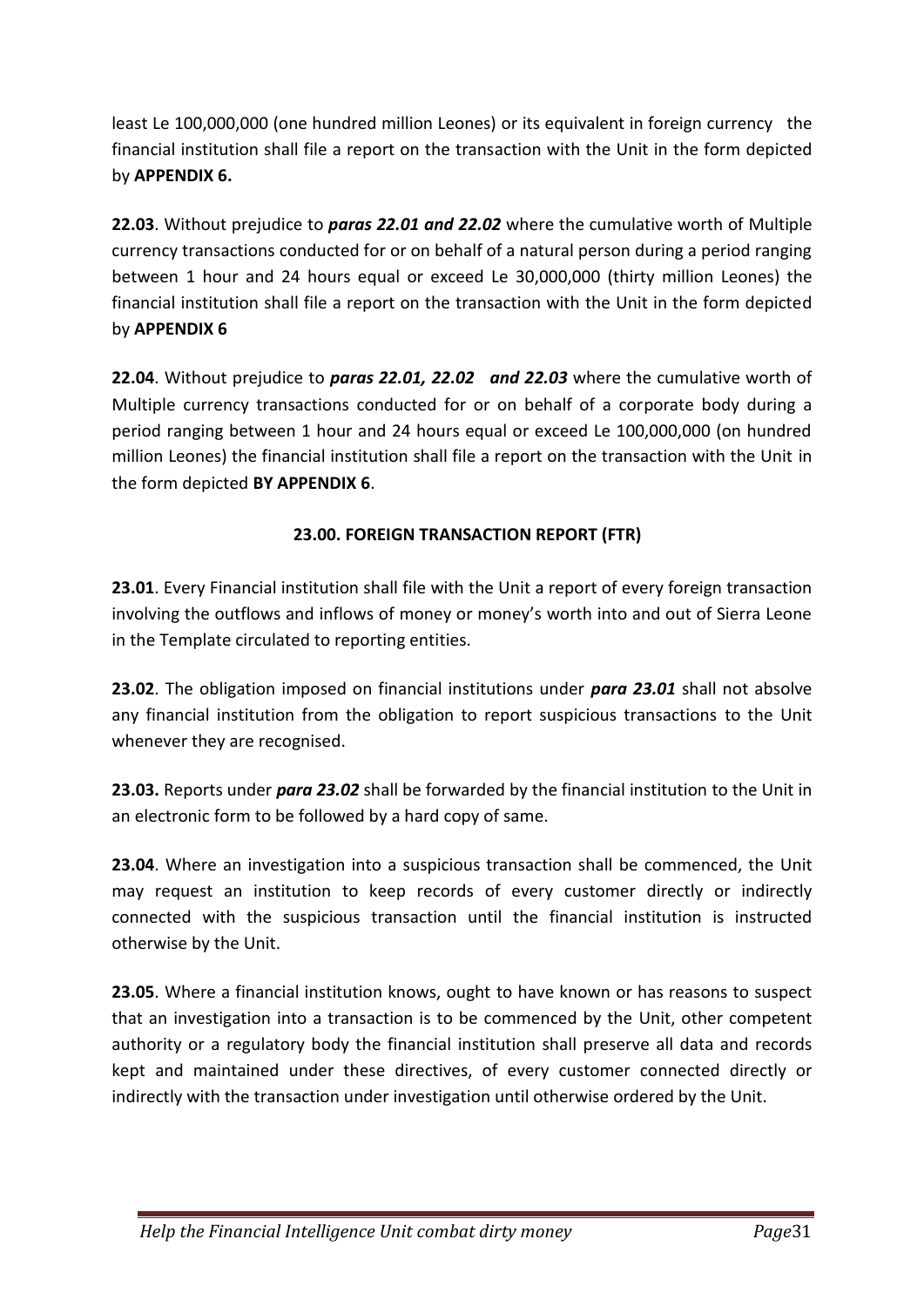least Le 100,000,000 (one hundred million Leones) or its equivalent in foreign currency the financial institution shall file a report on the transaction with the Unit in the form depicted by **APPENDIX 6.**

**22.03**. Without prejudice to ***paras 22.01 and 22.02*** where the cumulative worth of Multiple currency transactions conducted for or on behalf of a natural person during a period ranging between 1 hour and 24 hours equal or exceed Le 30,000,000 (thirty million Leones) the financial institution shall file a report on the transaction with the Unit in the form depicted by **APPENDIX 6**

**22.04**. Without prejudice to ***paras 22.01, 22.02 and 22.03*** where the cumulative worth of Multiple currency transactions conducted for or on behalf of a corporate body during a period ranging between 1 hour and 24 hours equal or exceed Le 100,000,000 (on hundred million Leones) the financial institution shall file a report on the transaction with the Unit in the form depicted **BY APPENDIX 6**.

## 23.00. FOREIGN TRANSACTION REPORT (FTR)

**23.01**. Every Financial institution shall file with the Unit a report of every foreign transaction involving the outflows and inflows of money or money's worth into and out of Sierra Leone in the Template circulated to reporting entities.

**23.02**. The obligation imposed on financial institutions under ***para 23.01*** shall not absolve any financial institution from the obligation to report suspicious transactions to the Unit whenever they are recognised.

**23.03.** Reports under ***para 23.02*** shall be forwarded by the financial institution to the Unit in an electronic form to be followed by a hard copy of same.

**23.04**. Where an investigation into a suspicious transaction shall be commenced, the Unit may request an institution to keep records of every customer directly or indirectly connected with the suspicious transaction until the financial institution is instructed otherwise by the Unit.

**23.05**. Where a financial institution knows, ought to have known or has reasons to suspect that an investigation into a transaction is to be commenced by the Unit, other competent authority or a regulatory body the financial institution shall preserve all data and records kept and maintained under these directives, of every customer connected directly or indirectly with the transaction under investigation until otherwise ordered by the Unit.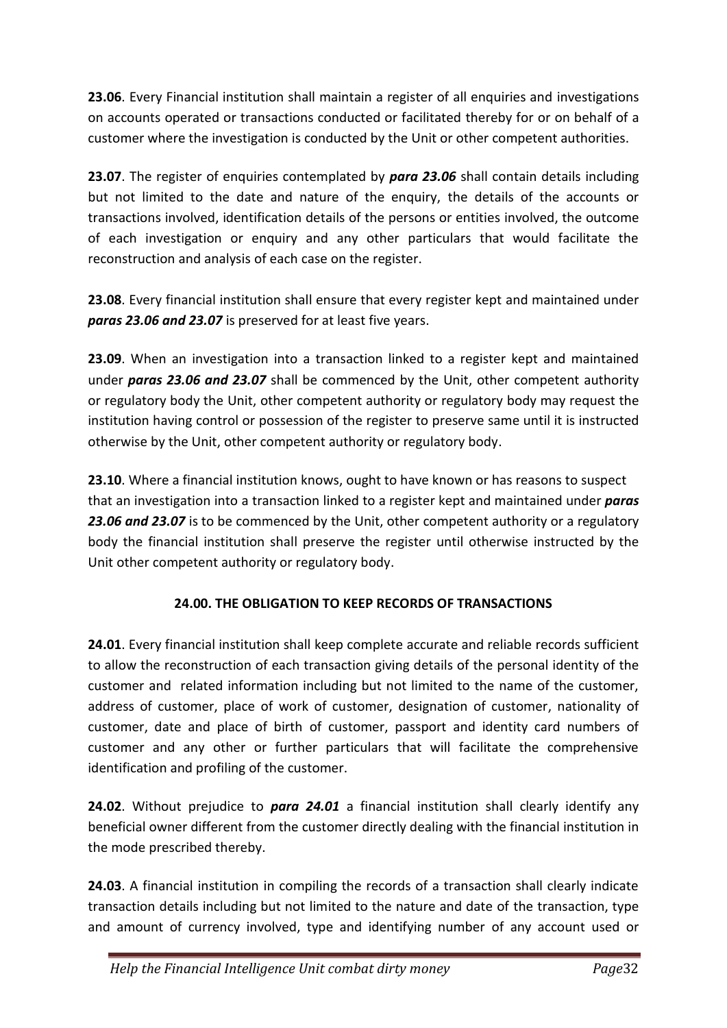**23.06**. Every Financial institution shall maintain a register of all enquiries and investigations on accounts operated or transactions conducted or facilitated thereby for or on behalf of a customer where the investigation is conducted by the Unit or other competent authorities.

**23.07**. The register of enquiries contemplated by ***para 23.06*** shall contain details including but not limited to the date and nature of the enquiry, the details of the accounts or transactions involved, identification details of the persons or entities involved, the outcome of each investigation or enquiry and any other particulars that would facilitate the reconstruction and analysis of each case on the register.

**23.08**. Every financial institution shall ensure that every register kept and maintained under ***paras 23.06 and 23.07*** is preserved for at least five years.

**23.09**. When an investigation into a transaction linked to a register kept and maintained under ***paras 23.06 and 23.07*** shall be commenced by the Unit, other competent authority or regulatory body the Unit, other competent authority or regulatory body may request the institution having control or possession of the register to preserve same until it is instructed otherwise by the Unit, other competent authority or regulatory body.

**23.10**. Where a financial institution knows, ought to have known or has reasons to suspect that an investigation into a transaction linked to a register kept and maintained under ***paras 23.06 and 23.07*** is to be commenced by the Unit, other competent authority or a regulatory body the financial institution shall preserve the register until otherwise instructed by the Unit other competent authority or regulatory body.

## 24.00. THE OBLIGATION TO KEEP RECORDS OF TRANSACTIONS

**24.01**. Every financial institution shall keep complete accurate and reliable records sufficient to allow the reconstruction of each transaction giving details of the personal identity of the customer and related information including but not limited to the name of the customer, address of customer, place of work of customer, designation of customer, nationality of customer, date and place of birth of customer, passport and identity card numbers of customer and any other or further particulars that will facilitate the comprehensive identification and profiling of the customer.

**24.02**. Without prejudice to ***para 24.01*** a financial institution shall clearly identify any beneficial owner different from the customer directly dealing with the financial institution in the mode prescribed thereby.

**24.03**. A financial institution in compiling the records of a transaction shall clearly indicate transaction details including but not limited to the nature and date of the transaction, type and amount of currency involved, type and identifying number of any account used or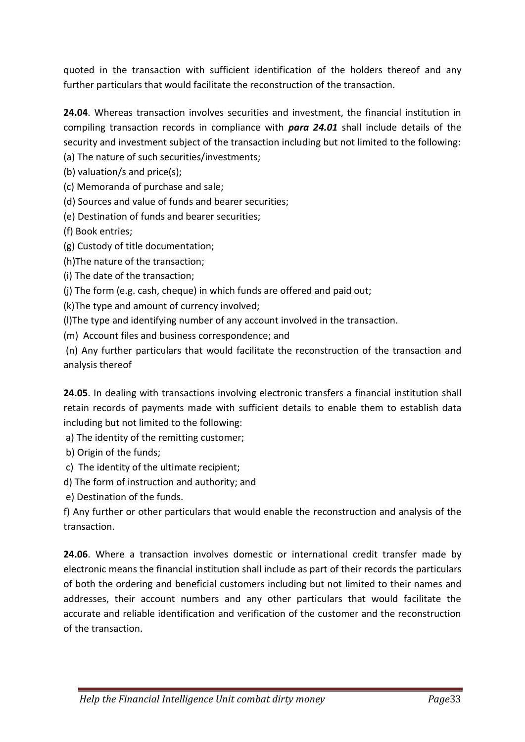quoted in the transaction with sufficient identification of the holders thereof and any further particulars that would facilitate the reconstruction of the transaction.

**24.04**. Whereas transaction involves securities and investment, the financial institution in compiling transaction records in compliance with ***para 24.01*** shall include details of the security and investment subject of the transaction including but not limited to the following:

(a) The nature of such securities/investments;

(b) valuation/s and price(s);

(c) Memoranda of purchase and sale;

(d) Sources and value of funds and bearer securities;

(e) Destination of funds and bearer securities;

(f) Book entries;

(g) Custody of title documentation;

(h)The nature of the transaction;

(i) The date of the transaction;

(j) The form (e.g. cash, cheque) in which funds are offered and paid out;

(k)The type and amount of currency involved;

(l)The type and identifying number of any account involved in the transaction.

(m) Account files and business correspondence; and

(n) Any further particulars that would facilitate the reconstruction of the transaction and analysis thereof

**24.05**. In dealing with transactions involving electronic transfers a financial institution shall retain records of payments made with sufficient details to enable them to establish data including but not limited to the following:

a) The identity of the remitting customer;

b) Origin of the funds;

c) The identity of the ultimate recipient;

d) The form of instruction and authority; and

e) Destination of the funds.

f) Any further or other particulars that would enable the reconstruction and analysis of the transaction.

**24.06**. Where a transaction involves domestic or international credit transfer made by electronic means the financial institution shall include as part of their records the particulars of both the ordering and beneficial customers including but not limited to their names and addresses, their account numbers and any other particulars that would facilitate the accurate and reliable identification and verification of the customer and the reconstruction of the transaction.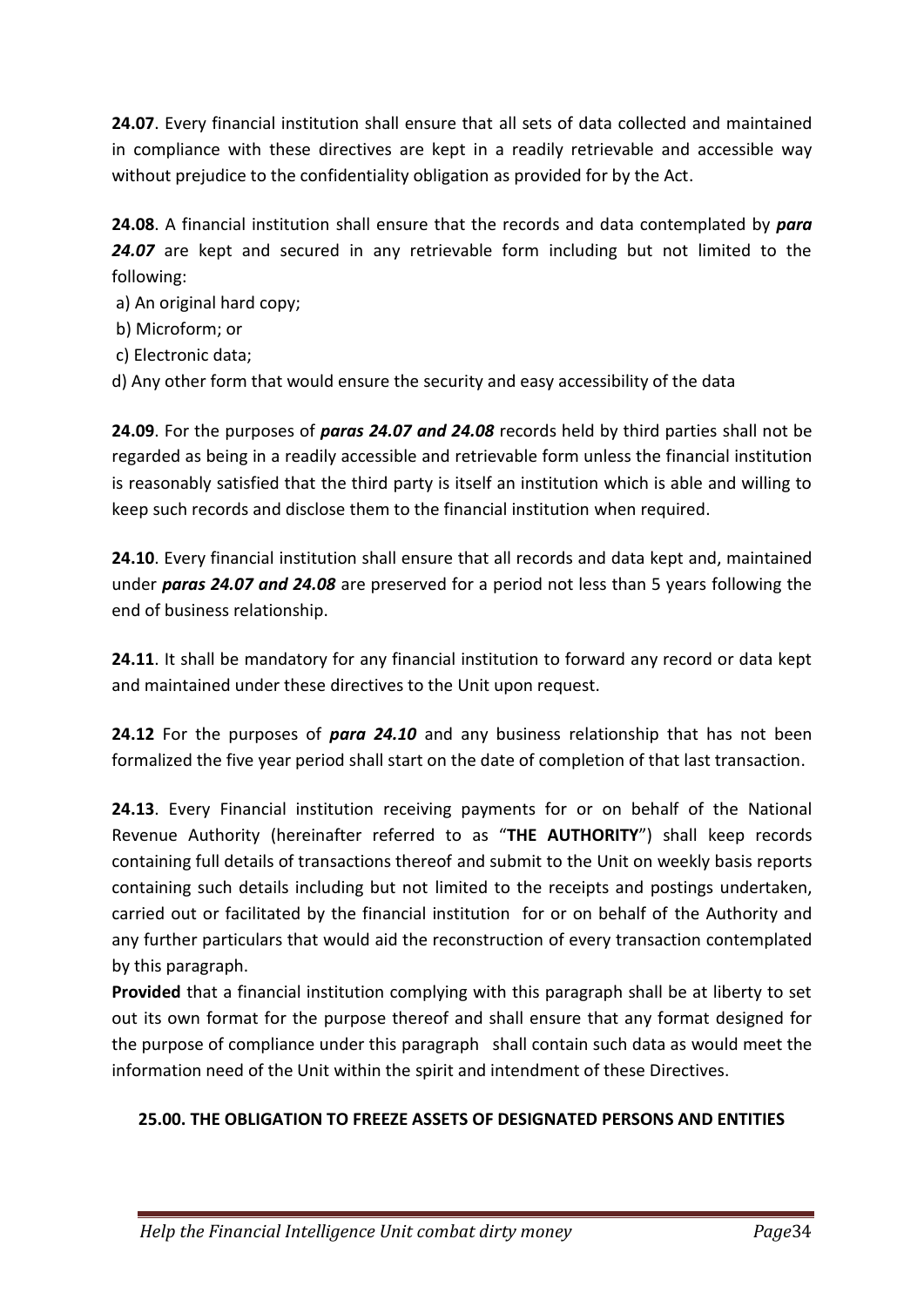**24.07**. Every financial institution shall ensure that all sets of data collected and maintained in compliance with these directives are kept in a readily retrievable and accessible way without prejudice to the confidentiality obligation as provided for by the Act.

**24.08**. A financial institution shall ensure that the records and data contemplated by ***para 24.07*** are kept and secured in any retrievable form including but not limited to the following:

a) An original hard copy;
b) Microform; or
c) Electronic data;
d) Any other form that would ensure the security and easy accessibility of the data

**24.09**. For the purposes of ***paras 24.07 and 24.08*** records held by third parties shall not be regarded as being in a readily accessible and retrievable form unless the financial institution is reasonably satisfied that the third party is itself an institution which is able and willing to keep such records and disclose them to the financial institution when required.

**24.10**. Every financial institution shall ensure that all records and data kept and, maintained under ***paras 24.07 and 24.08*** are preserved for a period not less than 5 years following the end of business relationship.

**24.11**. It shall be mandatory for any financial institution to forward any record or data kept and maintained under these directives to the Unit upon request.

**24.12** For the purposes of ***para 24.10*** and any business relationship that has not been formalized the five year period shall start on the date of completion of that last transaction.

**24.13**. Every Financial institution receiving payments for or on behalf of the National Revenue Authority (hereinafter referred to as "**THE AUTHORITY**") shall keep records containing full details of transactions thereof and submit to the Unit on weekly basis reports containing such details including but not limited to the receipts and postings undertaken, carried out or facilitated by the financial institution for or on behalf of the Authority and any further particulars that would aid the reconstruction of every transaction contemplated by this paragraph.

**Provided** that a financial institution complying with this paragraph shall be at liberty to set out its own format for the purpose thereof and shall ensure that any format designed for the purpose of compliance under this paragraph shall contain such data as would meet the information need of the Unit within the spirit and intendment of these Directives.

## 25.00. THE OBLIGATION TO FREEZE ASSETS OF DESIGNATED PERSONS AND ENTITIES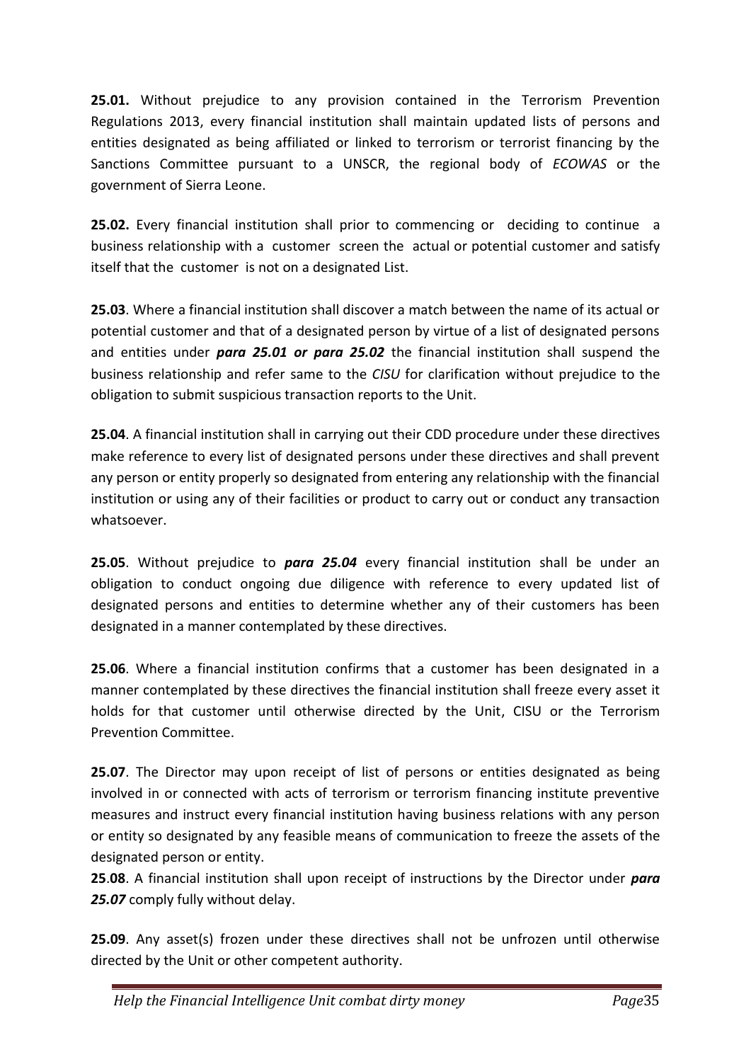**25.01.** Without prejudice to any provision contained in the Terrorism Prevention Regulations 2013, every financial institution shall maintain updated lists of persons and entities designated as being affiliated or linked to terrorism or terrorist financing by the Sanctions Committee pursuant to a UNSCR, the regional body of *ECOWAS* or the government of Sierra Leone.

**25.02.** Every financial institution shall prior to commencing or deciding to continue a business relationship with a customer screen the actual or potential customer and satisfy itself that the customer is not on a designated List.

**25.03**. Where a financial institution shall discover a match between the name of its actual or potential customer and that of a designated person by virtue of a list of designated persons and entities under ***para 25.01 or para 25.02*** the financial institution shall suspend the business relationship and refer same to the *CISU* for clarification without prejudice to the obligation to submit suspicious transaction reports to the Unit.

**25.04**. A financial institution shall in carrying out their CDD procedure under these directives make reference to every list of designated persons under these directives and shall prevent any person or entity properly so designated from entering any relationship with the financial institution or using any of their facilities or product to carry out or conduct any transaction whatsoever.

**25.05**. Without prejudice to ***para 25.04*** every financial institution shall be under an obligation to conduct ongoing due diligence with reference to every updated list of designated persons and entities to determine whether any of their customers has been designated in a manner contemplated by these directives.

**25.06**. Where a financial institution confirms that a customer has been designated in a manner contemplated by these directives the financial institution shall freeze every asset it holds for that customer until otherwise directed by the Unit, CISU or the Terrorism Prevention Committee.

**25.07**. The Director may upon receipt of list of persons or entities designated as being involved in or connected with acts of terrorism or terrorism financing institute preventive measures and instruct every financial institution having business relations with any person or entity so designated by any feasible means of communication to freeze the assets of the designated person or entity.

**25.08**. A financial institution shall upon receipt of instructions by the Director under ***para 25.07*** comply fully without delay.

**25.09**. Any asset(s) frozen under these directives shall not be unfrozen until otherwise directed by the Unit or other competent authority.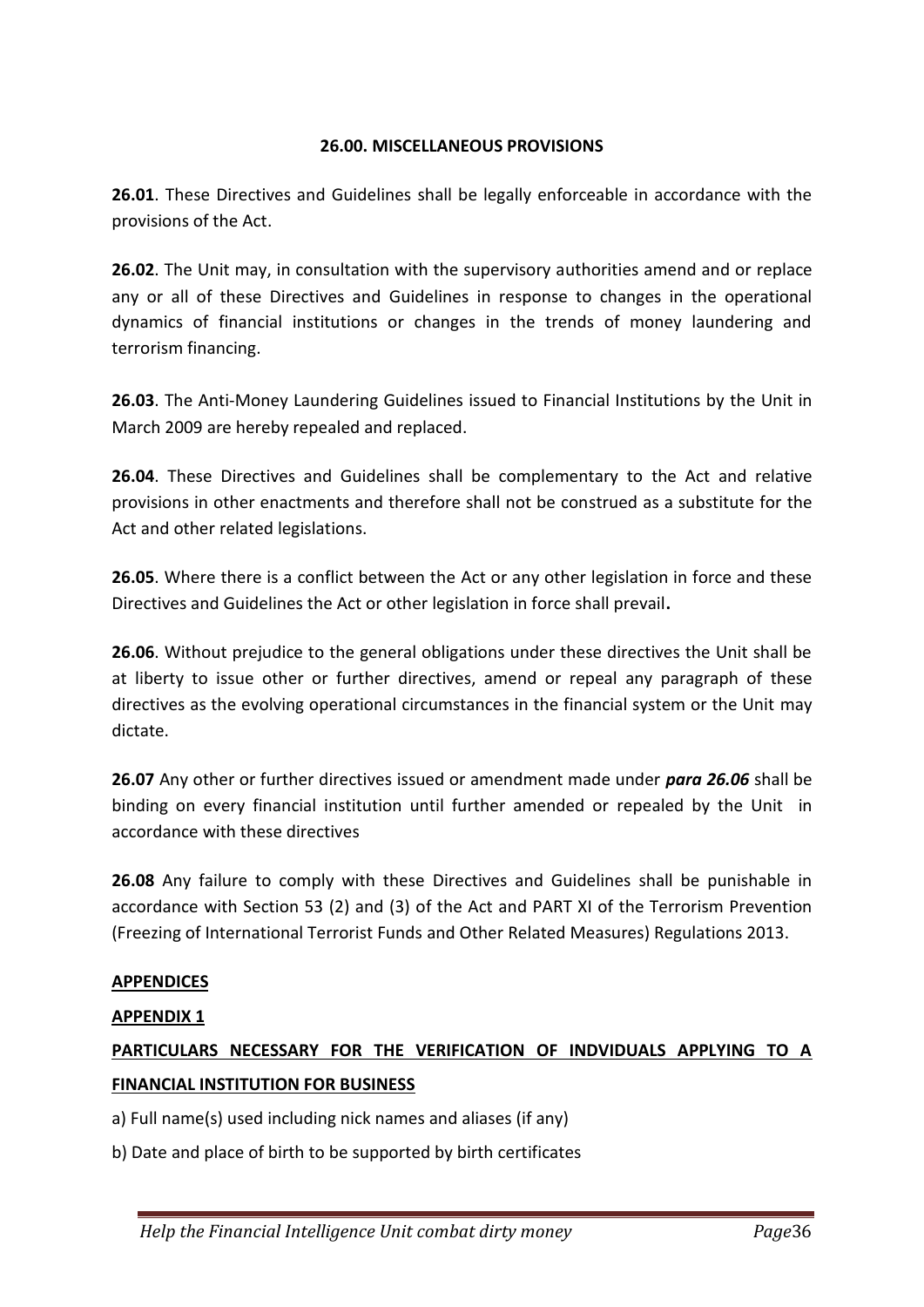## 26.00. MISCELLANEOUS PROVISIONS

**26.01**. These Directives and Guidelines shall be legally enforceable in accordance with the provisions of the Act.

**26.02**. The Unit may, in consultation with the supervisory authorities amend and or replace any or all of these Directives and Guidelines in response to changes in the operational dynamics of financial institutions or changes in the trends of money laundering and terrorism financing.

**26.03**. The Anti-Money Laundering Guidelines issued to Financial Institutions by the Unit in March 2009 are hereby repealed and replaced.

**26.04**. These Directives and Guidelines shall be complementary to the Act and relative provisions in other enactments and therefore shall not be construed as a substitute for the Act and other related legislations.

**26.05**. Where there is a conflict between the Act or any other legislation in force and these Directives and Guidelines the Act or other legislation in force shall prevail**.**

**26.06**. Without prejudice to the general obligations under these directives the Unit shall be at liberty to issue other or further directives, amend or repeal any paragraph of these directives as the evolving operational circumstances in the financial system or the Unit may dictate.

**26.07** Any other or further directives issued or amendment made under ***para 26.06*** shall be binding on every financial institution until further amended or repealed by the Unit in accordance with these directives

**26.08** Any failure to comply with these Directives and Guidelines shall be punishable in accordance with Section 53 (2) and (3) of the Act and PART XI of the Terrorism Prevention (Freezing of International Terrorist Funds and Other Related Measures) Regulations 2013.

**APPENDICES**

**APPENDIX 1**

**PARTICULARS NECESSARY FOR THE VERIFICATION OF INDVIDUALS APPLYING TO A FINANCIAL INSTITUTION FOR BUSINESS**

a) Full name(s) used including nick names and aliases (if any)

b) Date and place of birth to be supported by birth certificates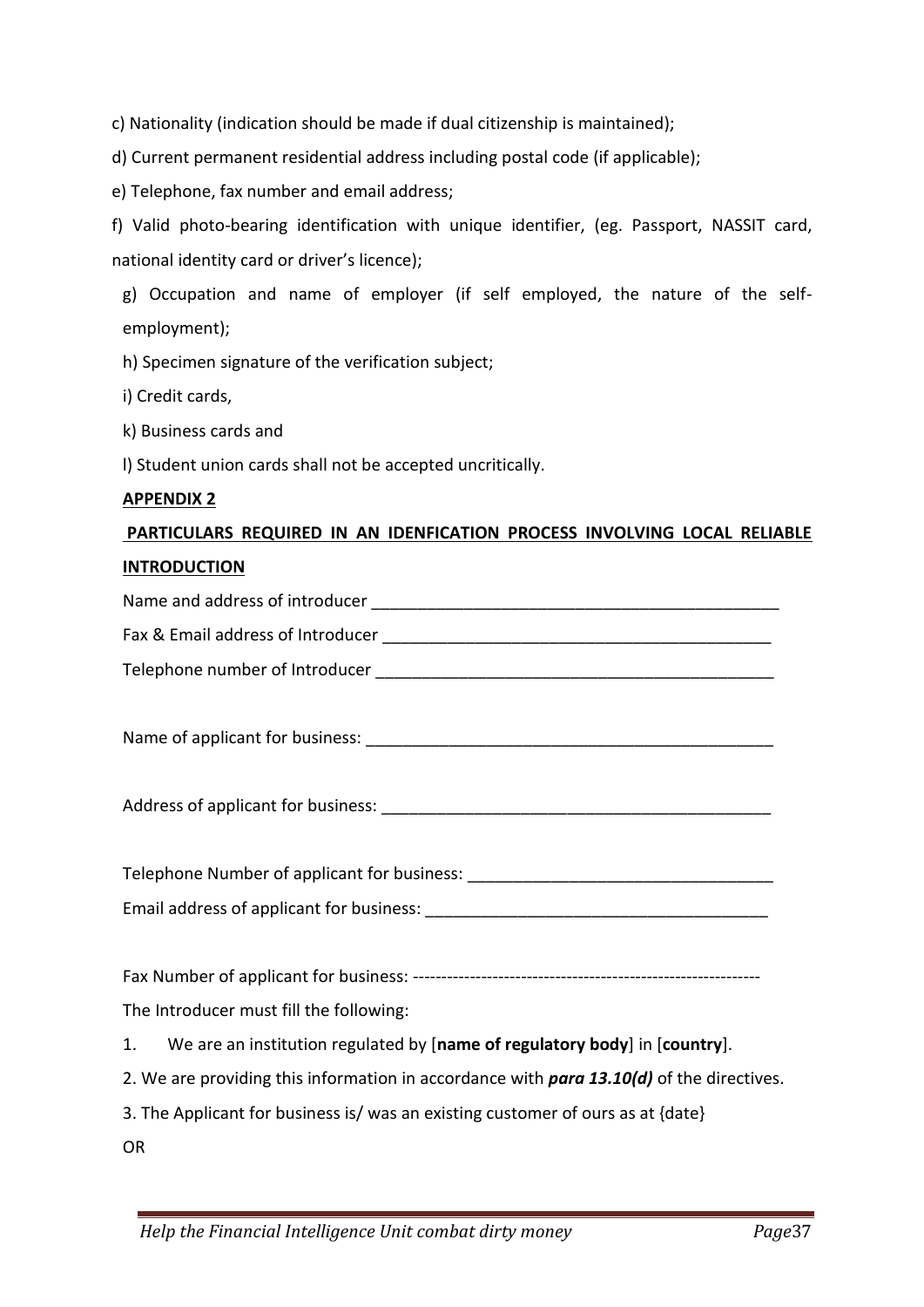c) Nationality (indication should be made if dual citizenship is maintained);

d) Current permanent residential address including postal code (if applicable);

e) Telephone, fax number and email address;

f) Valid photo-bearing identification with unique identifier, (eg. Passport, NASSIT card, national identity card or driver's licence);

g) Occupation and name of employer (if self employed, the nature of the self-employment);

h) Specimen signature of the verification subject;

i) Credit cards,

k) Business cards and

l) Student union cards shall not be accepted uncritically.

## APPENDIX 2

### PARTICULARS REQUIRED IN AN IDENFICATION PROCESS INVOLVING LOCAL RELIABLE INTRODUCTION

Name and address of introducer ______________________________________________

Fax & Email address of Introducer ___________________________________________

Telephone number of Introducer ____________________________________________

Name of applicant for business: _____________________________________________

Address of applicant for business: ___________________________________________

Telephone Number of applicant for business: ________________________________

Email address of applicant for business: _____________________________________

Fax Number of applicant for business: -------------------------------------------------------------

The Introducer must fill the following:

1. We are an institution regulated by [**name of regulatory body**] in [**country**].

2. We are providing this information in accordance with ***para 13.10(d)*** of the directives.

3. The Applicant for business is/ was an existing customer of ours as at {date}

OR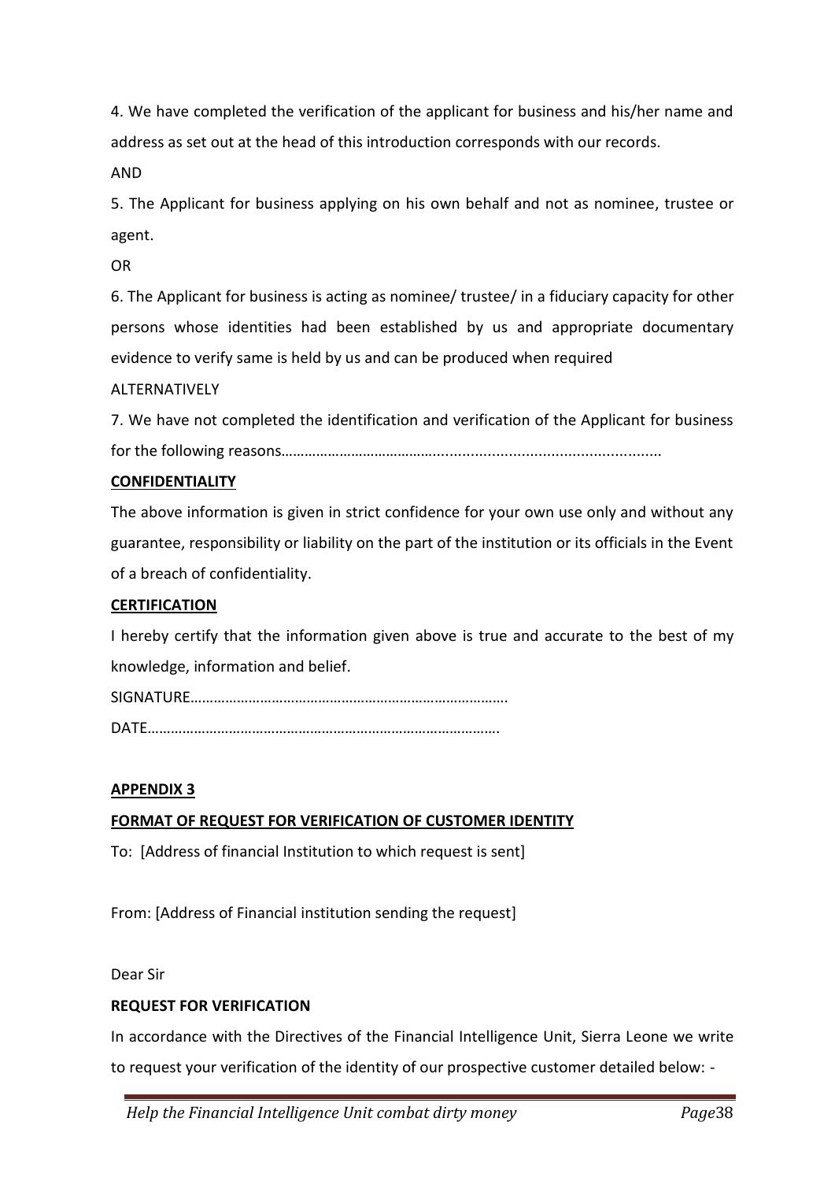4. We have completed the verification of the applicant for business and his/her name and address as set out at the head of this introduction corresponds with our records.

AND

5. The Applicant for business applying on his own behalf and not as nominee, trustee or agent.

OR

6. The Applicant for business is acting as nominee/ trustee/ in a fiduciary capacity for other persons whose identities had been established by us and appropriate documentary evidence to verify same is held by us and can be produced when required

ALTERNATIVELY

7. We have not completed the identification and verification of the Applicant for business for the following reasons………………………………….........................................

**CONFIDENTIALITY**

The above information is given in strict confidence for your own use only and without any guarantee, responsibility or liability on the part of the institution or its officials in the Event of a breach of confidentiality.

**CERTIFICATION**

I hereby certify that the information given above is true and accurate to the best of my knowledge, information and belief.

SIGNATURE……………………………………………………………………….

DATE……………………………………………………………………………….

**APPENDIX 3**

**FORMAT OF REQUEST FOR VERIFICATION OF CUSTOMER IDENTITY**

To: [Address of financial Institution to which request is sent]

From: [Address of Financial institution sending the request]

Dear Sir

**REQUEST FOR VERIFICATION**

In accordance with the Directives of the Financial Intelligence Unit, Sierra Leone we write to request your verification of the identity of our prospective customer detailed below: -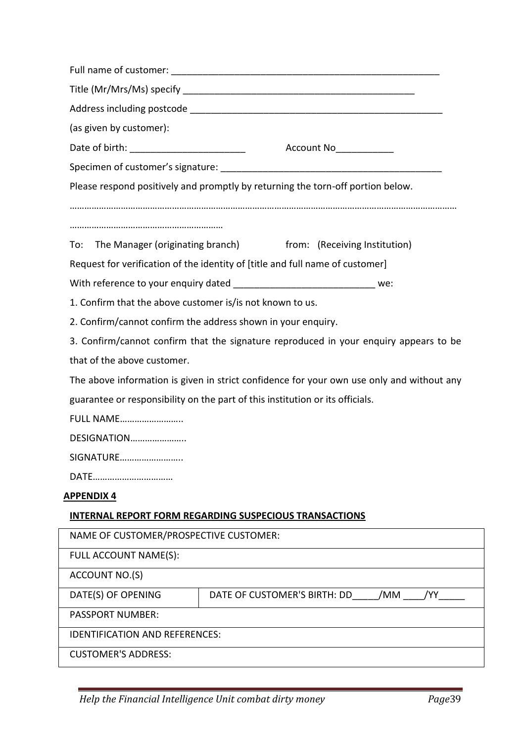Full name of customer: ___________________________________________________

Title (Mr/Mrs/Ms) specify ____________________________________________

Address including postcode ________________________________________________

(as given by customer):

Date of birth: ______________________ Account No___________

Specimen of customer's signature: ___________________________________________

Please respond positively and promptly by returning the torn-off portion below.

………………………………………………………………………………………………………………………………………

……………………………………………………

To: The Manager (originating branch) from: (Receiving Institution)

Request for verification of the identity of [title and full name of customer]

With reference to your enquiry dated ___________________________ we:

1. Confirm that the above customer is/is not known to us.

2. Confirm/cannot confirm the address shown in your enquiry.

3. Confirm/cannot confirm that the signature reproduced in your enquiry appears to be that of the above customer.

The above information is given in strict confidence for your own use only and without any guarantee or responsibility on the part of this institution or its officials.

FULL NAME……………………..

DESIGNATION…………………..

SIGNATURE……………………..

DATE……………………………

**APPENDIX 4**

**INTERNAL REPORT FORM REGARDING SUSPECIOUS TRANSACTIONS**

| NAME OF CUSTOMER/PROSPECTIVE CUSTOMER: | |
|---|---|
| FULL ACCOUNT NAME(S): | |
| ACCOUNT NO.(S) | |
| DATE(S) OF OPENING | DATE OF CUSTOMER'S BIRTH: DD_____/MM ____/YY_____ |
| PASSPORT NUMBER: | |
| IDENTIFICATION AND REFERENCES: | |
| CUSTOMER'S ADDRESS: | |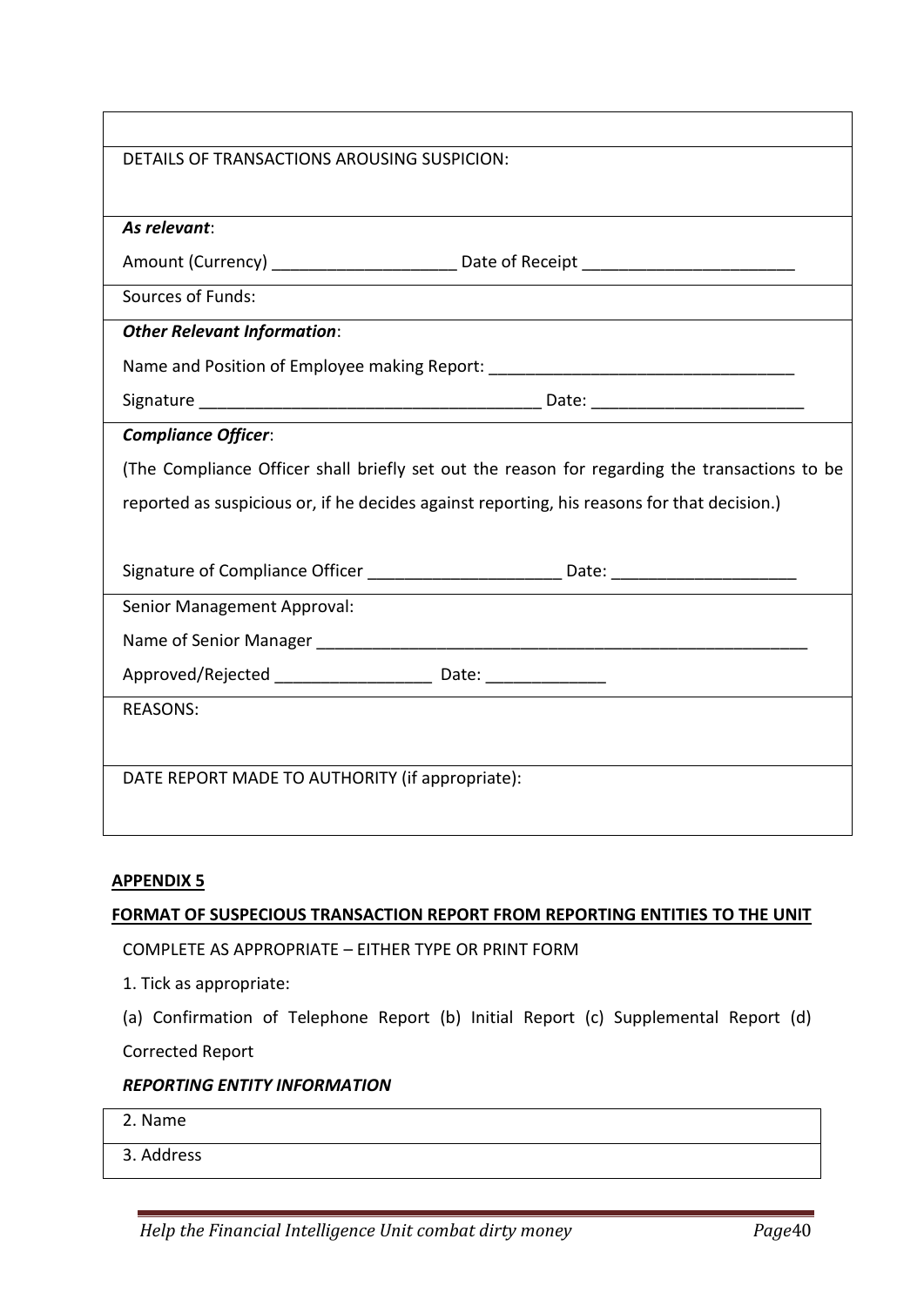| |
|---|
| |
| DETAILS OF TRANSACTIONS AROUSING SUSPICION: |
| ***As relevant***:<br>Amount (Currency) ____________________ Date of Receipt ________________________ |
| Sources of Funds: |
| ***Other Relevant Information***:<br>Name and Position of Employee making Report: _________________________________<br>Signature _____________________________________ Date: _______________________ |
| ***Compliance Officer***:<br>(The Compliance Officer shall briefly set out the reason for regarding the transactions to be reported as suspicious or, if he decides against reporting, his reasons for that decision.)<br><br>Signature of Compliance Officer _____________________ Date: ____________________ |
| Senior Management Approval:<br>Name of Senior Manager ________________________________________________________<br>Approved/Rejected _________________ Date: _____________ |
| REASONS: |
| DATE REPORT MADE TO AUTHORITY (if appropriate): |

**APPENDIX 5**

**FORMAT OF SUSPECIOUS TRANSACTION REPORT FROM REPORTING ENTITIES TO THE UNIT**

COMPLETE AS APPROPRIATE – EITHER TYPE OR PRINT FORM

1. Tick as appropriate:

(a) Confirmation of Telephone Report (b) Initial Report (c) Supplemental Report (d) Corrected Report

***REPORTING ENTITY INFORMATION***

| 2. Name |
|---|
| 3. Address |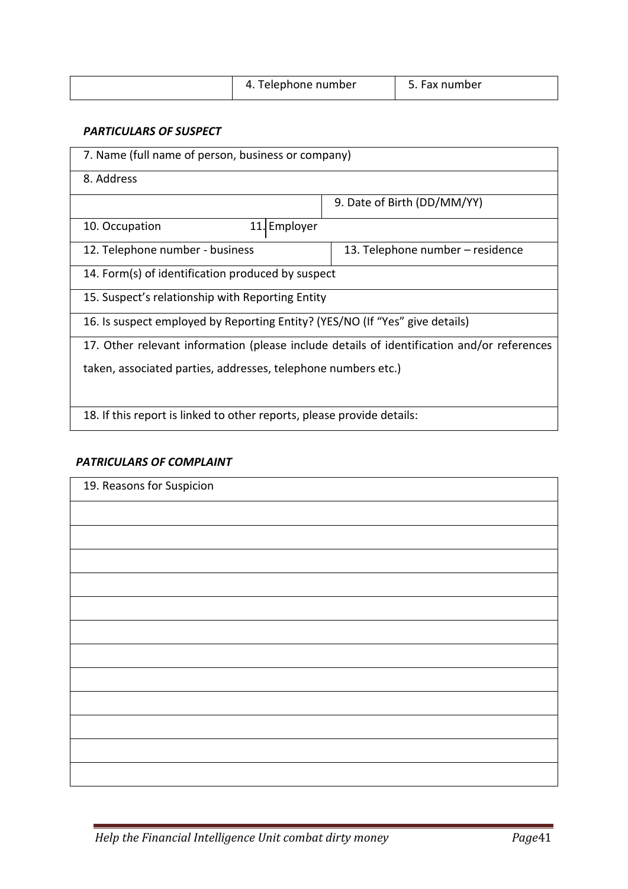| | 4. Telephone number | 5. Fax number |
|---|---|---|

***PARTICULARS OF SUSPECT***

| | |
|---|---|
| 7. Name (full name of person, business or company) | |
| 8. Address | |
| | 9. Date of Birth (DD/MM/YY) |
| 10. Occupation | 11. Employer |
| 12. Telephone number - business | 13. Telephone number – residence |
| 14. Form(s) of identification produced by suspect | |
| 15. Suspect's relationship with Reporting Entity | |
| 16. Is suspect employed by Reporting Entity? (YES/NO (If "Yes" give details) | |
| 17. Other relevant information (please include details of identification and/or references taken, associated parties, addresses, telephone numbers etc.) | |
| 18. If this report is linked to other reports, please provide details: | |

***PATRICULARS OF COMPLAINT***

| 19. Reasons for Suspicion |
|---|
| |
| |
| |
| |
| |
| |
| |
| |
| |
| |
| |
| |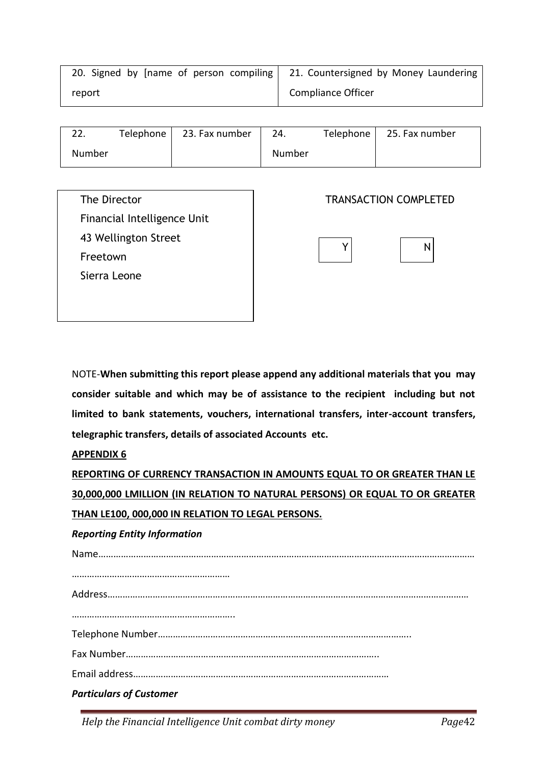| 20. Signed by [name of person compiling report | 21. Countersigned by Money Laundering Compliance Officer |
|---|---|

| 22. Telephone Number | 23. Fax number | 24. Telephone Number | 25. Fax number |
|---|---|---|---|

| The Director<br>Financial Intelligence Unit<br>43 Wellington Street<br>Freetown<br>Sierra Leone | TRANSACTION COMPLETED<br><br>Y N |
|---|---|

NOTE-**When submitting this report please append any additional materials that you may consider suitable and which may be of assistance to the recipient including but not limited to bank statements, vouchers, international transfers, inter-account transfers, telegraphic transfers, details of associated Accounts etc.**

**APPENDIX 6**

**REPORTING OF CURRENCY TRANSACTION IN AMOUNTS EQUAL TO OR GREATER THAN LE 30,000,000 LMILLION (IN RELATION TO NATURAL PERSONS) OR EQUAL TO OR GREATER THAN LE100, 000,000 IN RELATION TO LEGAL PERSONS.**

***Reporting Entity Information***

Name…………………………………………………………………………………………………………………………………

………………………………………………………

Address……………………………………………………………………………………………………………………………

………………………………………………………..

Telephone Number………………………………………………………………………………………..

Fax Number………………………………………………………………………………………..

Email address………………………………………………………………………………………

***Particulars of Customer***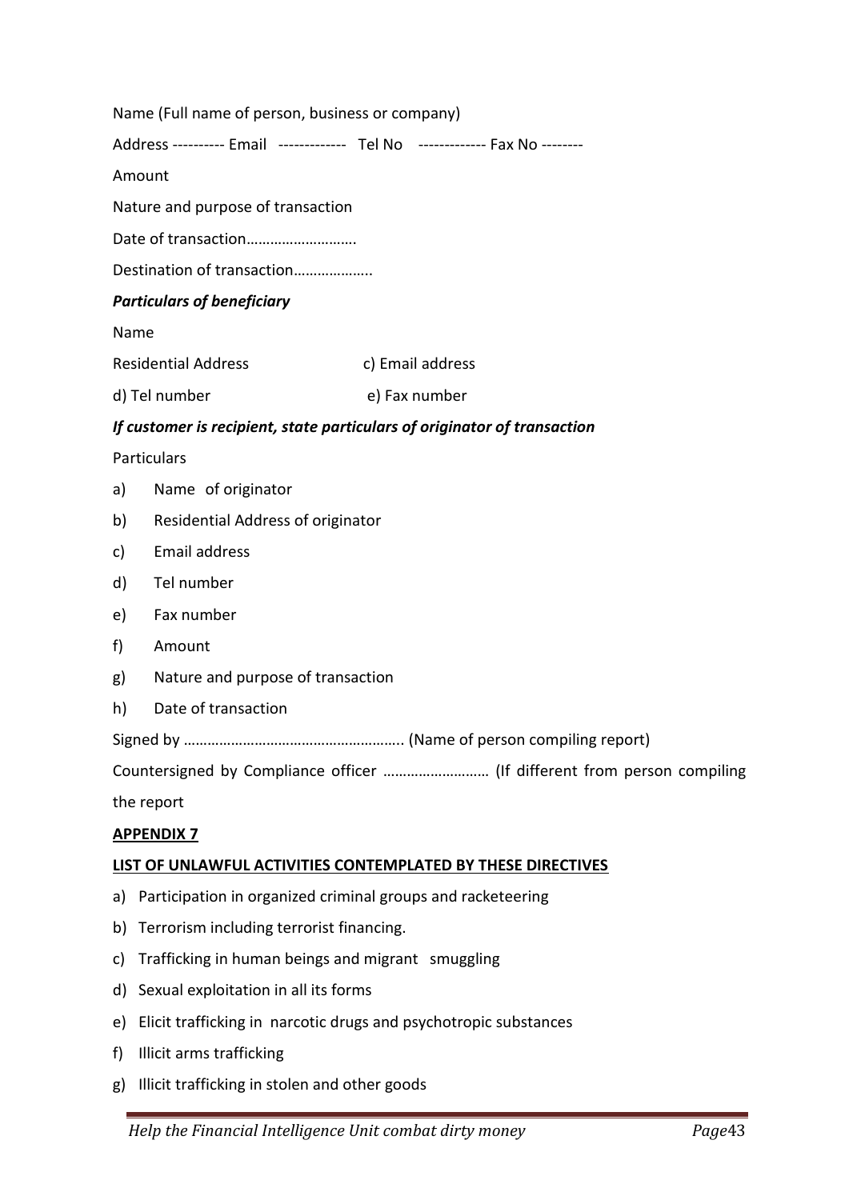Name (Full name of person, business or company)

Address ---------- Email ------------- Tel No ------------- Fax No --------

Amount

Nature and purpose of transaction

Date of transaction……………………….

Destination of transaction………………..

***Particulars of beneficiary***

Name

Residential Address c) Email address

d) Tel number e) Fax number

***If customer is recipient, state particulars of originator of transaction***

Particulars

a) Name of originator
b) Residential Address of originator
c) Email address
d) Tel number
e) Fax number
f) Amount
g) Nature and purpose of transaction
h) Date of transaction

Signed by ……………………………………………….. (Name of person compiling report)

Countersigned by Compliance officer ……………………… (If different from person compiling the report

**APPENDIX 7**

**LIST OF UNLAWFUL ACTIVITIES CONTEMPLATED BY THESE DIRECTIVES**

a) Participation in organized criminal groups and racketeering
b) Terrorism including terrorist financing.
c) Trafficking in human beings and migrant smuggling
d) Sexual exploitation in all its forms
e) Elicit trafficking in narcotic drugs and psychotropic substances
f) Illicit arms trafficking
g) Illicit trafficking in stolen and other goods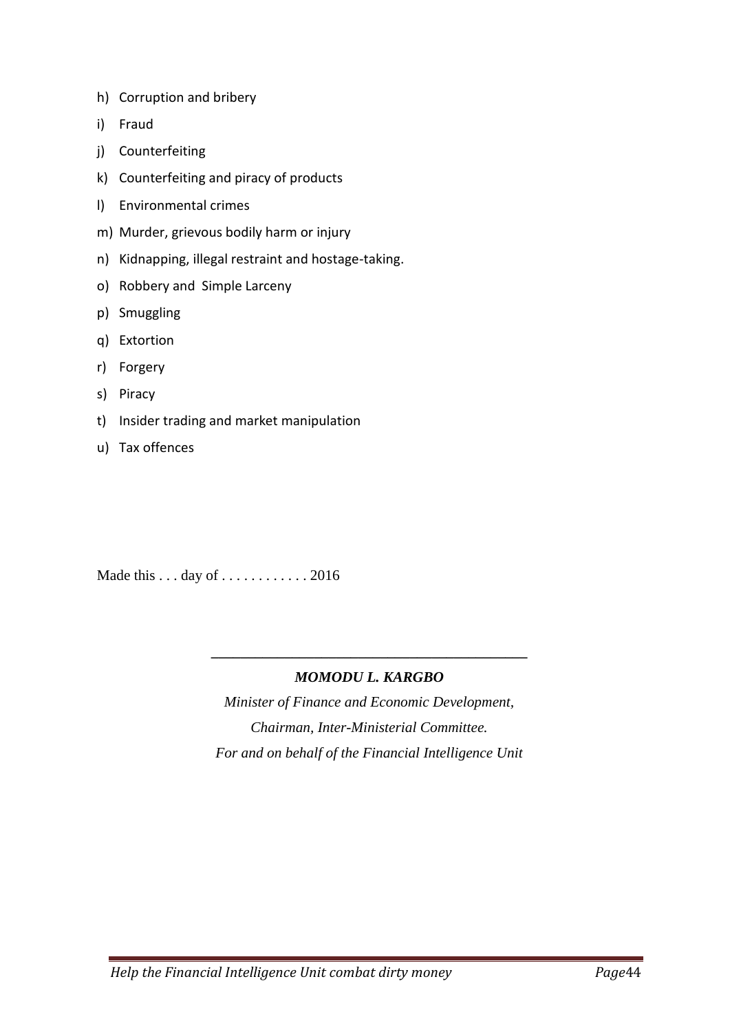h) Corruption and bribery
i) Fraud
j) Counterfeiting
k) Counterfeiting and piracy of products
l) Environmental crimes
m) Murder, grievous bodily harm or injury
n) Kidnapping, illegal restraint and hostage-taking.
o) Robbery and Simple Larceny
p) Smuggling
q) Extortion
r) Forgery
s) Piracy
t) Insider trading and market manipulation
u) Tax offences

Made this . . . day of . . . . . . . . . . . . 2016

\_\_\_\_\_\_\_\_\_\_\_\_\_\_\_\_\_\_\_\_\_\_\_\_\_\_\_\_\_\_\_\_\_\_\_\_\_\_\_\_\_\_

***MOMODU L. KARGBO***

*Minister of Finance and Economic Development,*

*Chairman, Inter-Ministerial Committee.*

*For and on behalf of the Financial Intelligence Unit*